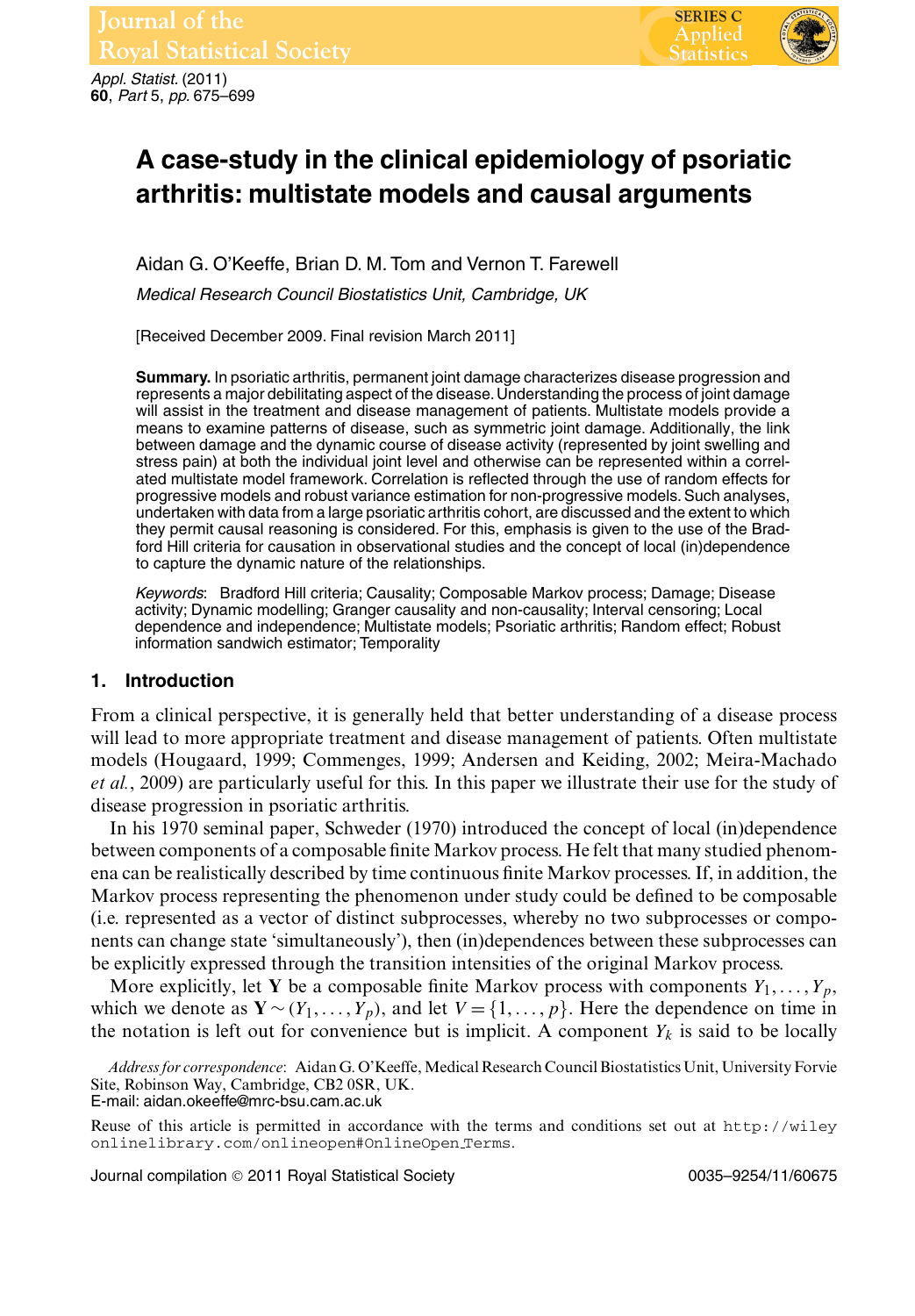# A case-study in the clinical epidemiology of psoriatic arthritis: multistate models and causal arguments

Aidan G. O'Keeffe, Brian D. M. Tom and Vernon T. Farewell

*Medical Research Council Biostatistics Unit, Cambridge, UK*

[Received December 2009. Final revision March 2011]

**Summary.** In psoriatic arthritis, permanent joint damage characterizes disease progression and represents a major debilitating aspect of the disease. Understanding the process of joint damage will assist in the treatment and disease management of patients. Multistate models provide a means to examine patterns of disease, such as symmetric joint damage. Additionally, the link between damage and the dynamic course of disease activity (represented by joint swelling and stress pain) at both the individual joint level and otherwise can be represented within a correlated multistate model framework. Correlation is reflected through the use of random effects for progressive models and robust variance estimation for non-progressive models. Such analyses, undertaken with data from a large psoriatic arthritis cohort, are discussed and the extent to which they permit causal reasoning is considered. For this, emphasis is given to the use of the Bradford Hill criteria for causation in observational studies and the concept of local (in)dependence to capture the dynamic nature of the relationships.

*Keywords*: Bradford Hill criteria; Causality; Composable Markov process; Damage; Disease activity; Dynamic modelling; Granger causality and non-causality; Interval censoring; Local dependence and independence; Multistate models; Psoriatic arthritis; Random effect; Robust information sandwich estimator; Temporality

## 1. Introduction

From a clinical perspective, it is generally held that better understanding of a disease process will lead to more appropriate treatment and disease management of patients. Often multistate models (Hougaard, 1999; Commenges, 1999; Andersen and Keiding, 2002; Meira-Machado *et al.*, 2009) are particularly useful for this. In this paper we illustrate their use for the study of disease progression in psoriatic arthritis.

In his 1970 seminal paper, Schweder (1970) introduced the concept of local (in)dependence between components of a composable finite Markov process. He felt that many studied phenomena can be realistically described by time continuous finite Markov processes. If, in addition, the Markov process representing the phenomenon under study could be defined to be composable (i.e. represented as a vector of distinct subprocesses, whereby no two subprocesses or components can change state 'simultaneously'), then (in)dependences between these subprocesses can be explicitly expressed through the transition intensities of the original Markov process.

More explicitly, let $\mathbf{Y}$ be a composable finite Markov process with components $Y_1, \ldots, Y_p$, which we denote as $\mathbf{Y} \sim (Y_1, \ldots, Y_p)$, and let $V = \{1, \ldots, p\}$. Here the dependence on time in the notation is left out for convenience but is implicit. A component $Y_k$ is said to be locally

*Address for correspondence*: Aidan G. O'Keeffe, Medical Research Council Biostatistics Unit, University Forvie Site, Robinson Way, Cambridge, CB2 0SR, UK.
E-mail: aidan.okeeffe@mrc-bsu.cam.ac.uk

Reuse of this article is permitted in accordance with the terms and conditions set out at http://wileyonlinelibrary.com/onlineopen#OnlineOpen_Terms.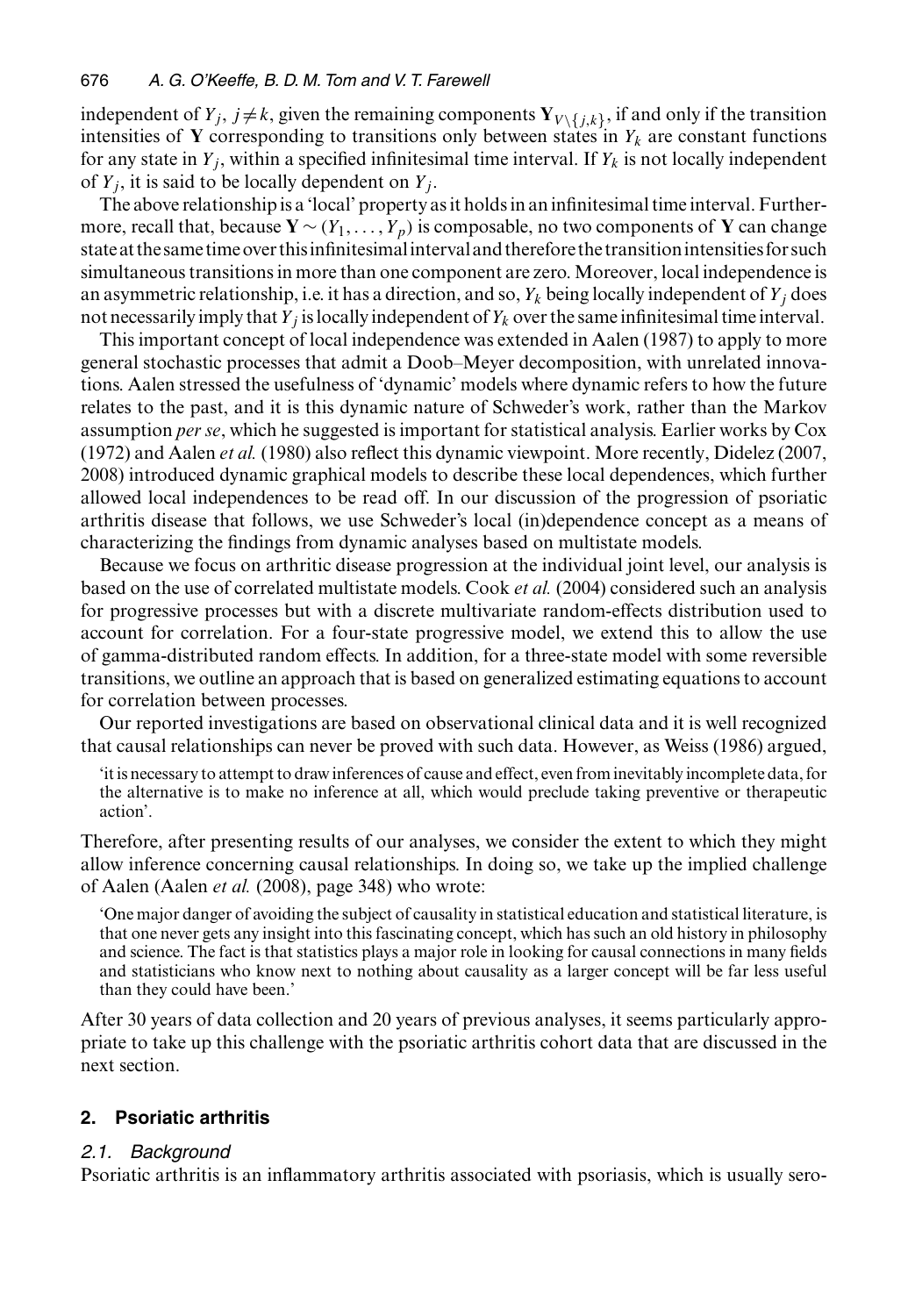independent of $Y_j$, $j \neq k$, given the remaining components $\mathbf{Y}_{V\setminus\{j,k\}}$, if and only if the transition intensities of $\mathbf{Y}$ corresponding to transitions only between states in $Y_k$ are constant functions for any state in $Y_j$, within a specified infinitesimal time interval. If $Y_k$ is not locally independent of $Y_j$, it is said to be locally dependent on $Y_j$.

The above relationship is a 'local' property as it holds in an infinitesimal time interval. Furthermore, recall that, because $\mathbf{Y} \sim (Y_1, \ldots, Y_p)$ is composable, no two components of $\mathbf{Y}$ can change state at the same time over this infinitesimal interval and therefore the transition intensities for such simultaneous transitions in more than one component are zero. Moreover, local independence is an asymmetric relationship, i.e. it has a direction, and so, $Y_k$ being locally independent of $Y_j$ does not necessarily imply that $Y_j$ is locally independent of $Y_k$ over the same infinitesimal time interval.

This important concept of local independence was extended in Aalen (1987) to apply to more general stochastic processes that admit a Doob–Meyer decomposition, with unrelated innovations. Aalen stressed the usefulness of 'dynamic' models where dynamic refers to how the future relates to the past, and it is this dynamic nature of Schweder's work, rather than the Markov assumption *per se*, which he suggested is important for statistical analysis. Earlier works by Cox (1972) and Aalen *et al.* (1980) also reflect this dynamic viewpoint. More recently, Didelez (2007, 2008) introduced dynamic graphical models to describe these local dependences, which further allowed local independences to be read off. In our discussion of the progression of psoriatic arthritis disease that follows, we use Schweder's local (in)dependence concept as a means of characterizing the findings from dynamic analyses based on multistate models.

Because we focus on arthritic disease progression at the individual joint level, our analysis is based on the use of correlated multistate models. Cook *et al.* (2004) considered such an analysis for progressive processes but with a discrete multivariate random-effects distribution used to account for correlation. For a four-state progressive model, we extend this to allow the use of gamma-distributed random effects. In addition, for a three-state model with some reversible transitions, we outline an approach that is based on generalized estimating equations to account for correlation between processes.

Our reported investigations are based on observational clinical data and it is well recognized that causal relationships can never be proved with such data. However, as Weiss (1986) argued,

> 'it is necessary to attempt to draw inferences of cause and effect, even from inevitably incomplete data, for the alternative is to make no inference at all, which would preclude taking preventive or therapeutic action'.

Therefore, after presenting results of our analyses, we consider the extent to which they might allow inference concerning causal relationships. In doing so, we take up the implied challenge of Aalen (Aalen *et al.* (2008), page 348) who wrote:

> 'One major danger of avoiding the subject of causality in statistical education and statistical literature, is that one never gets any insight into this fascinating concept, which has such an old history in philosophy and science. The fact is that statistics plays a major role in looking for causal connections in many fields and statisticians who know next to nothing about causality as a larger concept will be far less useful than they could have been.'

After 30 years of data collection and 20 years of previous analyses, it seems particularly appropriate to take up this challenge with the psoriatic arthritis cohort data that are discussed in the next section.

## 2. Psoriatic arthritis

### 2.1. Background

Psoriatic arthritis is an inflammatory arthritis associated with psoriasis, which is usually sero-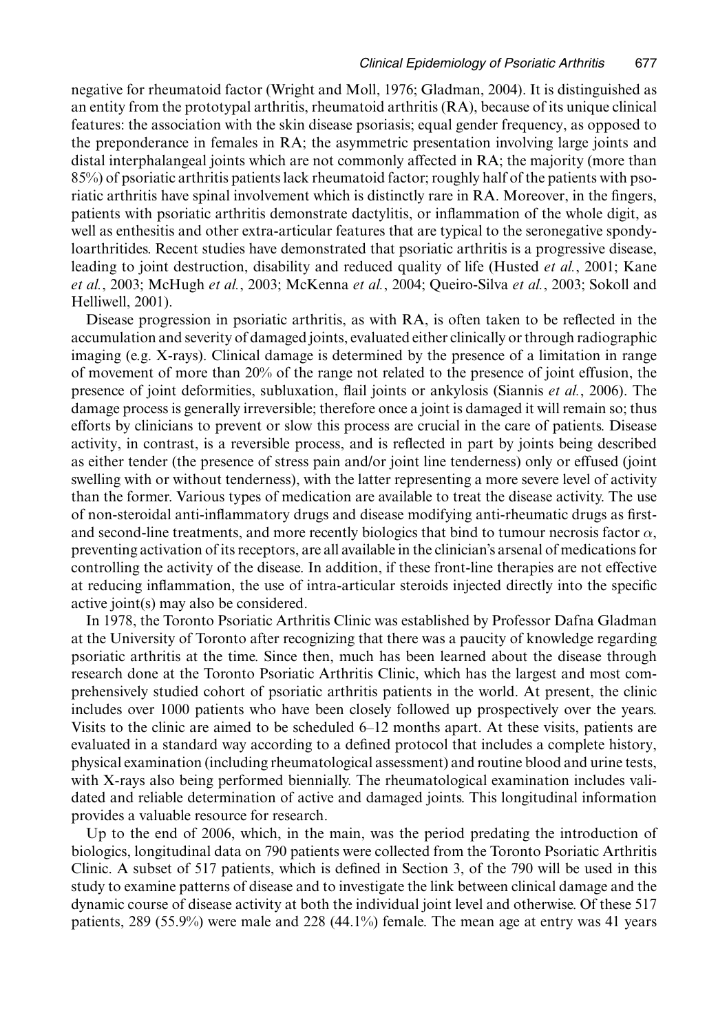negative for rheumatoid factor (Wright and Moll, 1976; Gladman, 2004). It is distinguished as an entity from the prototypal arthritis, rheumatoid arthritis (RA), because of its unique clinical features: the association with the skin disease psoriasis; equal gender frequency, as opposed to the preponderance in females in RA; the asymmetric presentation involving large joints and distal interphalangeal joints which are not commonly affected in RA; the majority (more than 85%) of psoriatic arthritis patients lack rheumatoid factor; roughly half of the patients with psoriatic arthritis have spinal involvement which is distinctly rare in RA. Moreover, in the fingers, patients with psoriatic arthritis demonstrate dactylitis, or inflammation of the whole digit, as well as enthesitis and other extra-articular features that are typical to the seronegative spondyloarthritides. Recent studies have demonstrated that psoriatic arthritis is a progressive disease, leading to joint destruction, disability and reduced quality of life (Husted *et al.*, 2001; Kane *et al.*, 2003; McHugh *et al.*, 2003; McKenna *et al.*, 2004; Queiro-Silva *et al.*, 2003; Sokoll and Helliwell, 2001).

Disease progression in psoriatic arthritis, as with RA, is often taken to be reflected in the accumulation and severity of damaged joints, evaluated either clinically or through radiographic imaging (e.g. X-rays). Clinical damage is determined by the presence of a limitation in range of movement of more than 20% of the range not related to the presence of joint effusion, the presence of joint deformities, subluxation, flail joints or ankylosis (Siannis *et al.*, 2006). The damage process is generally irreversible; therefore once a joint is damaged it will remain so; thus efforts by clinicians to prevent or slow this process are crucial in the care of patients. Disease activity, in contrast, is a reversible process, and is reflected in part by joints being described as either tender (the presence of stress pain and/or joint line tenderness) only or effused (joint swelling with or without tenderness), with the latter representing a more severe level of activity than the former. Various types of medication are available to treat the disease activity. The use of non-steroidal anti-inflammatory drugs and disease modifying anti-rheumatic drugs as first- and second-line treatments, and more recently biologics that bind to tumour necrosis factor $\alpha$, preventing activation of its receptors, are all available in the clinician's arsenal of medications for controlling the activity of the disease. In addition, if these front-line therapies are not effective at reducing inflammation, the use of intra-articular steroids injected directly into the specific active joint(s) may also be considered.

In 1978, the Toronto Psoriatic Arthritis Clinic was established by Professor Dafna Gladman at the University of Toronto after recognizing that there was a paucity of knowledge regarding psoriatic arthritis at the time. Since then, much has been learned about the disease through research done at the Toronto Psoriatic Arthritis Clinic, which has the largest and most comprehensively studied cohort of psoriatic arthritis patients in the world. At present, the clinic includes over 1000 patients who have been closely followed up prospectively over the years. Visits to the clinic are aimed to be scheduled 6–12 months apart. At these visits, patients are evaluated in a standard way according to a defined protocol that includes a complete history, physical examination (including rheumatological assessment) and routine blood and urine tests, with X-rays also being performed biennially. The rheumatological examination includes validated and reliable determination of active and damaged joints. This longitudinal information provides a valuable resource for research.

Up to the end of 2006, which, in the main, was the period predating the introduction of biologics, longitudinal data on 790 patients were collected from the Toronto Psoriatic Arthritis Clinic. A subset of 517 patients, which is defined in Section 3, of the 790 will be used in this study to examine patterns of disease and to investigate the link between clinical damage and the dynamic course of disease activity at both the individual joint level and otherwise. Of these 517 patients, 289 (55.9%) were male and 228 (44.1%) female. The mean age at entry was 41 years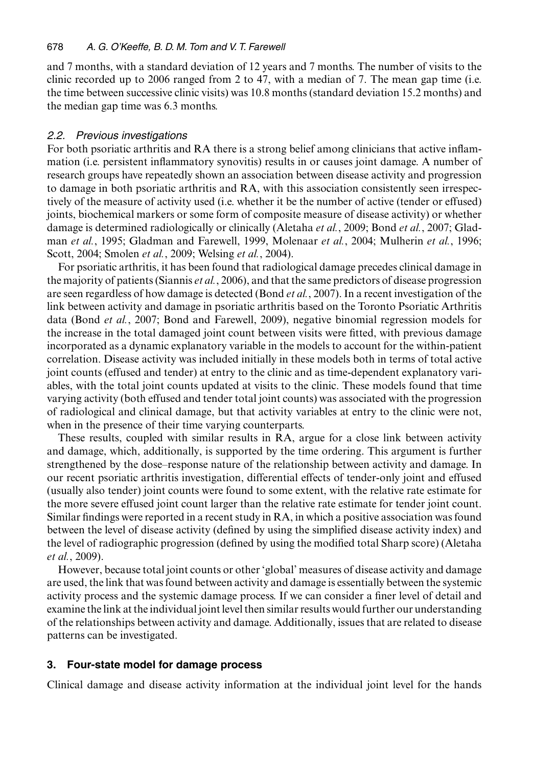and 7 months, with a standard deviation of 12 years and 7 months. The number of visits to the clinic recorded up to 2006 ranged from 2 to 47, with a median of 7. The mean gap time (i.e. the time between successive clinic visits) was 10.8 months (standard deviation 15.2 months) and the median gap time was 6.3 months.

### 2.2. Previous investigations

For both psoriatic arthritis and RA there is a strong belief among clinicians that active inflammation (i.e. persistent inflammatory synovitis) results in or causes joint damage. A number of research groups have repeatedly shown an association between disease activity and progression to damage in both psoriatic arthritis and RA, with this association consistently seen irrespectively of the measure of activity used (i.e. whether it be the number of active (tender or effused) joints, biochemical markers or some form of composite measure of disease activity) or whether damage is determined radiologically or clinically (Aletaha *et al.*, 2009; Bond *et al.*, 2007; Gladman *et al.*, 1995; Gladman and Farewell, 1999, Molenaar *et al.*, 2004; Mulherin *et al.*, 1996; Scott, 2004; Smolen *et al.*, 2009; Welsing *et al.*, 2004).

For psoriatic arthritis, it has been found that radiological damage precedes clinical damage in the majority of patients (Siannis *et al.*, 2006), and that the same predictors of disease progression are seen regardless of how damage is detected (Bond *et al.*, 2007). In a recent investigation of the link between activity and damage in psoriatic arthritis based on the Toronto Psoriatic Arthritis data (Bond *et al.*, 2007; Bond and Farewell, 2009), negative binomial regression models for the increase in the total damaged joint count between visits were fitted, with previous damage incorporated as a dynamic explanatory variable in the models to account for the within-patient correlation. Disease activity was included initially in these models both in terms of total active joint counts (effused and tender) at entry to the clinic and as time-dependent explanatory variables, with the total joint counts updated at visits to the clinic. These models found that time varying activity (both effused and tender total joint counts) was associated with the progression of radiological and clinical damage, but that activity variables at entry to the clinic were not, when in the presence of their time varying counterparts.

These results, coupled with similar results in RA, argue for a close link between activity and damage, which, additionally, is supported by the time ordering. This argument is further strengthened by the dose–response nature of the relationship between activity and damage. In our recent psoriatic arthritis investigation, differential effects of tender-only joint and effused (usually also tender) joint counts were found to some extent, with the relative rate estimate for the more severe effused joint count larger than the relative rate estimate for tender joint count. Similar findings were reported in a recent study in RA, in which a positive association was found between the level of disease activity (defined by using the simplified disease activity index) and the level of radiographic progression (defined by using the modified total Sharp score) (Aletaha *et al.*, 2009).

However, because total joint counts or other 'global' measures of disease activity and damage are used, the link that was found between activity and damage is essentially between the systemic activity process and the systemic damage process. If we can consider a finer level of detail and examine the link at the individual joint level then similar results would further our understanding of the relationships between activity and damage. Additionally, issues that are related to disease patterns can be investigated.

## 3. Four-state model for damage process

Clinical damage and disease activity information at the individual joint level for the hands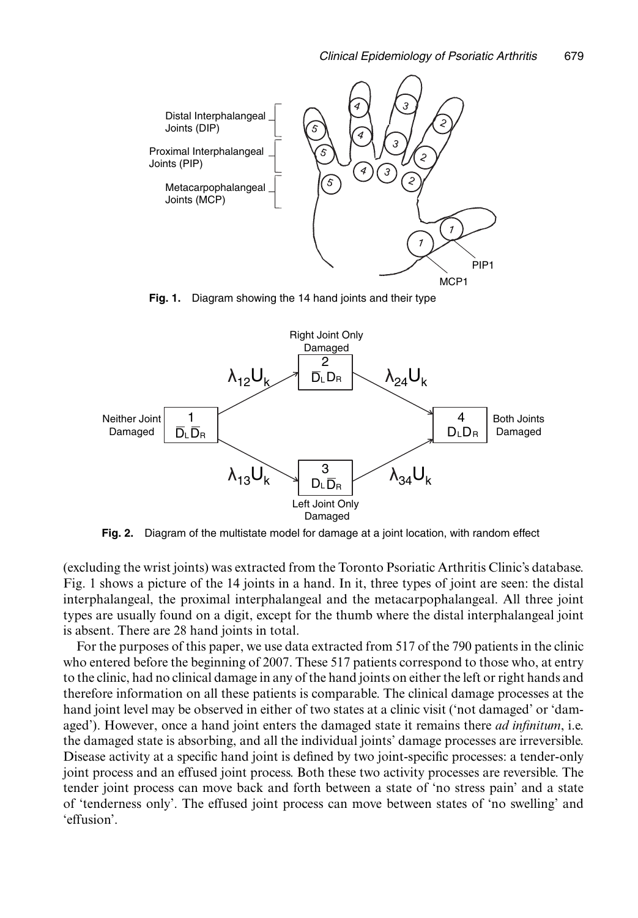Distal Interphalangeal Joints (DIP)

Proximal Interphalangeal Joints (PIP)

Metacarpophalangeal Joints (MCP)

5 4 3 2 5 4 3 2 5 4 3 2 1 1

PIP1

MCP1

**Fig. 1.** Diagram showing the 14 hand joints and their type

Right Joint Only Damaged

2

$\bar{D}_L D_R$

Neither Joint Damaged

1

$\bar{D}_L \bar{D}_R$

4

$D_L D_R$

Both Joints Damaged

3

$D_L \bar{D}_R$

Left Joint Only Damaged

$\lambda_{12} U_k$

$\lambda_{24} U_k$

$\lambda_{13} U_k$

$\lambda_{34} U_k$

**Fig. 2.** Diagram of the multistate model for damage at a joint location, with random effect

(excluding the wrist joints) was extracted from the Toronto Psoriatic Arthritis Clinic's database. Fig. 1 shows a picture of the 14 joints in a hand. In it, three types of joint are seen: the distal interphalangeal, the proximal interphalangeal and the metacarpophalangeal. All three joint types are usually found on a digit, except for the thumb where the distal interphalangeal joint is absent. There are 28 hand joints in total.

For the purposes of this paper, we use data extracted from 517 of the 790 patients in the clinic who entered before the beginning of 2007. These 517 patients correspond to those who, at entry to the clinic, had no clinical damage in any of the hand joints on either the left or right hands and therefore information on all these patients is comparable. The clinical damage processes at the hand joint level may be observed in either of two states at a clinic visit ('not damaged' or 'damaged'). However, once a hand joint enters the damaged state it remains there *ad infinitum*, i.e. the damaged state is absorbing, and all the individual joints' damage processes are irreversible. Disease activity at a specific hand joint is defined by two joint-specific processes: a tender-only joint process and an effused joint process. Both these two activity processes are reversible. The tender joint process can move back and forth between a state of 'no stress pain' and a state of 'tenderness only'. The effused joint process can move between states of 'no swelling' and 'effusion'.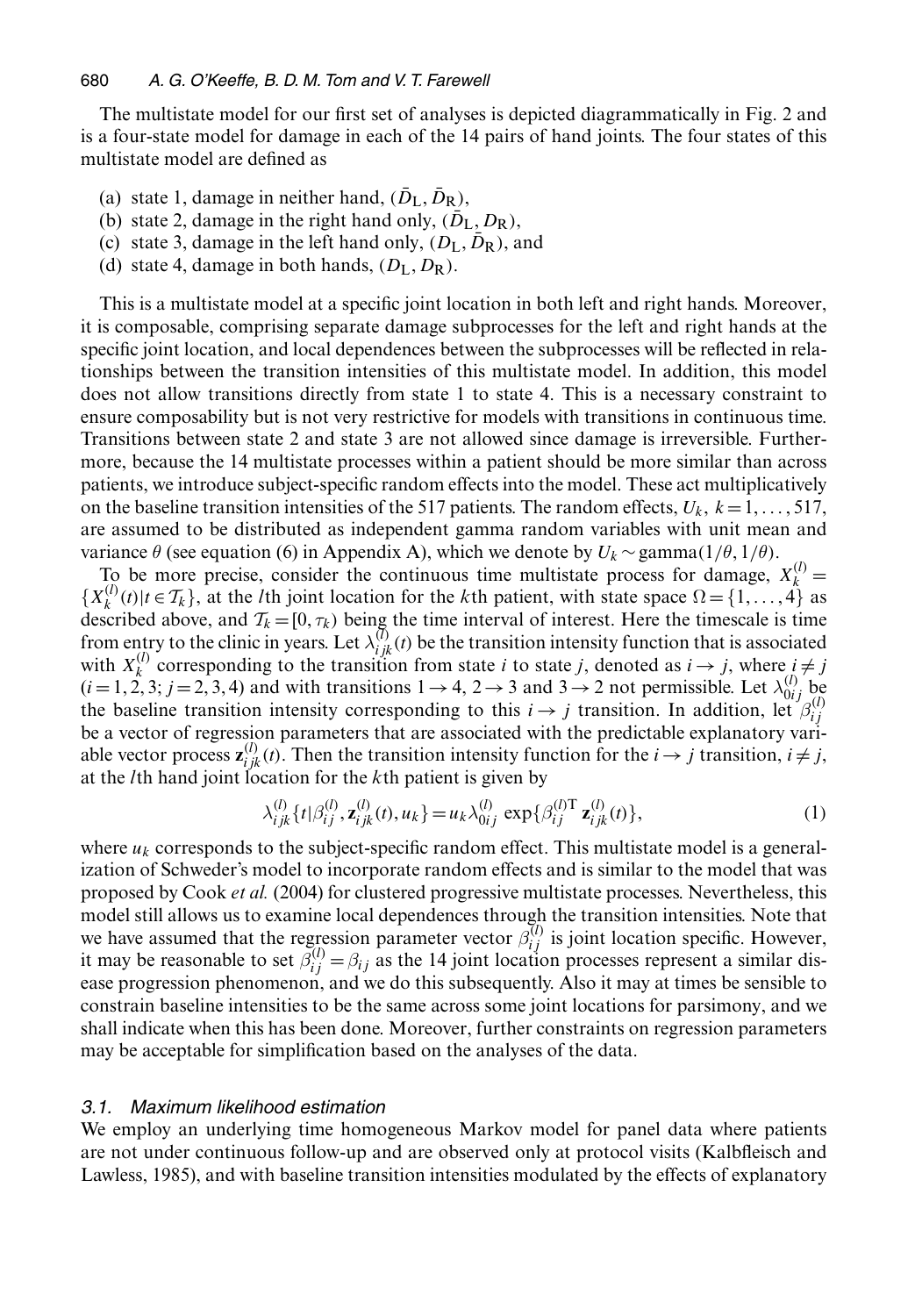The multistate model for our first set of analyses is depicted diagrammatically in Fig. 2 and is a four-state model for damage in each of the 14 pairs of hand joints. The four states of this multistate model are defined as

(a) state 1, damage in neither hand, $(\bar{D}_{\mathrm{L}}, \bar{D}_{\mathrm{R}})$,
(b) state 2, damage in the right hand only, $(\bar{D}_{\mathrm{L}}, D_{\mathrm{R}})$,
(c) state 3, damage in the left hand only, $(D_{\mathrm{L}}, \bar{D}_{\mathrm{R}})$, and
(d) state 4, damage in both hands, $(D_{\mathrm{L}}, D_{\mathrm{R}})$.

This is a multistate model at a specific joint location in both left and right hands. Moreover, it is composable, comprising separate damage subprocesses for the left and right hands at the specific joint location, and local dependences between the subprocesses will be reflected in relationships between the transition intensities of this multistate model. In addition, this model does not allow transitions directly from state 1 to state 4. This is a necessary constraint to ensure composability but is not very restrictive for models with transitions in continuous time. Transitions between state 2 and state 3 are not allowed since damage is irreversible. Furthermore, because the 14 multistate processes within a patient should be more similar than across patients, we introduce subject-specific random effects into the model. These act multiplicatively on the baseline transition intensities of the 517 patients. The random effects, $U_k$, $k = 1, \ldots, 517$, are assumed to be distributed as independent gamma random variables with unit mean and variance $\theta$ (see equation (6) in Appendix A), which we denote by $U_k \sim \mathrm{gamma}(1/\theta, 1/\theta)$.

To be more precise, consider the continuous time multistate process for damage, $X_k^{(l)} = \{X_k^{(l)}(t) | t \in \mathcal{T}_k\}$, at the $l$th joint location for the $k$th patient, with state space $\Omega = \{1, \ldots, 4\}$ as described above, and $\mathcal{T}_k = [0, \tau_k)$ being the time interval of interest. Here the timescale is time from entry to the clinic in years. Let $\lambda_{ijk}^{(l)}(t)$ be the transition intensity function that is associated with $X_k^{(l)}$ corresponding to the transition from state $i$ to state $j$, denoted as $i \rightarrow j$, where $i \neq j$ $(i = 1, 2, 3;\ j = 2, 3, 4)$ and with transitions $1 \rightarrow 4$, $2 \rightarrow 3$ and $3 \rightarrow 2$ not permissible. Let $\lambda_{0ij}^{(l)}$ be the baseline transition intensity corresponding to this $i \rightarrow j$ transition. In addition, let $\beta_{ij}^{(l)}$ be a vector of regression parameters that are associated with the predictable explanatory variable vector process $\mathbf{z}_{ijk}^{(l)}(t)$. Then the transition intensity function for the $i \rightarrow j$ transition, $i \neq j$, at the $l$th hand joint location for the $k$th patient is given by

$$\lambda_{ijk}^{(l)}\{t | \beta_{ij}^{(l)}, \mathbf{z}_{ijk}^{(l)}(t), u_k\} = u_k \lambda_{0ij}^{(l)} \exp\{\beta_{ij}^{(l)\mathrm{T}} \mathbf{z}_{ijk}^{(l)}(t)\}, \tag{1}$$

where $u_k$ corresponds to the subject-specific random effect. This multistate model is a generalization of Schweder's model to incorporate random effects and is similar to the model that was proposed by Cook *et al.* (2004) for clustered progressive multistate processes. Nevertheless, this model still allows us to examine local dependences through the transition intensities. Note that we have assumed that the regression parameter vector $\beta_{ij}^{(l)}$ is joint location specific. However, it may be reasonable to set $\beta_{ij}^{(l)} = \beta_{ij}$ as the 14 joint location processes represent a similar disease progression phenomenon, and we do this subsequently. Also it may at times be sensible to constrain baseline intensities to be the same across some joint locations for parsimony, and we shall indicate when this has been done. Moreover, further constraints on regression parameters may be acceptable for simplification based on the analyses of the data.

### 3.1. *Maximum likelihood estimation*

We employ an underlying time homogeneous Markov model for panel data where patients are not under continuous follow-up and are observed only at protocol visits (Kalbfleisch and Lawless, 1985), and with baseline transition intensities modulated by the effects of explanatory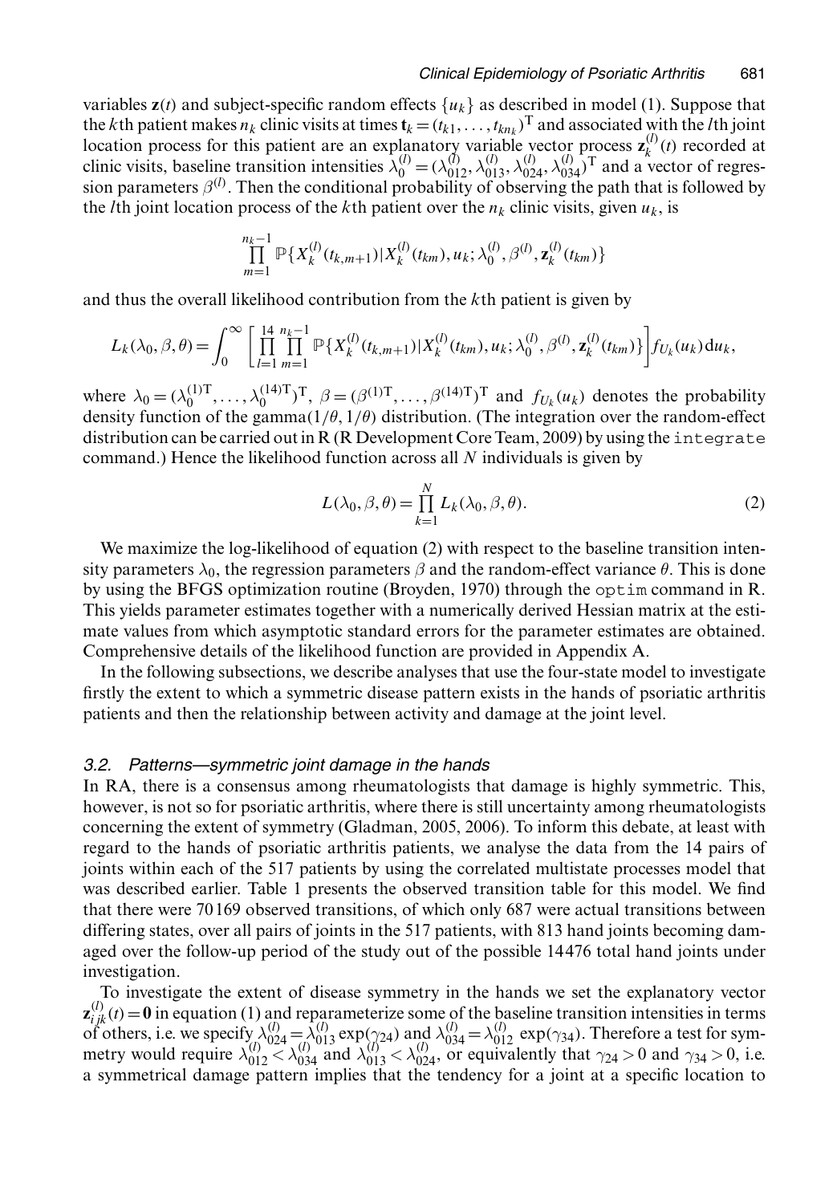variables $\mathbf{z}(t)$ and subject-specific random effects $\{u_k\}$ as described in model (1). Suppose that the $k$th patient makes $n_k$ clinic visits at times $\mathbf{t}_k = (t_{k1}, \ldots, t_{kn_k})^{\mathrm{T}}$ and associated with the $l$th joint location process for this patient are an explanatory variable vector process $\mathbf{z}_k^{(l)}(t)$ recorded at clinic visits, baseline transition intensities $\lambda_0^{(l)} = (\lambda_{012}^{(l)}, \lambda_{013}^{(l)}, \lambda_{024}^{(l)}, \lambda_{034}^{(l)})^{\mathrm{T}}$ and a vector of regression parameters $\beta^{(l)}$. Then the conditional probability of observing the path that is followed by the $l$th joint location process of the $k$th patient over the $n_k$ clinic visits, given $u_k$, is

$$\prod_{m=1}^{n_k-1} \mathbb{P}\{X_k^{(l)}(t_{k,m+1}) | X_k^{(l)}(t_{km}), u_k; \lambda_0^{(l)}, \beta^{(l)}, \mathbf{z}_k^{(l)}(t_{km})\}$$

and thus the overall likelihood contribution from the $k$th patient is given by

$$L_k(\lambda_0, \beta, \theta) = \int_0^\infty \left[ \prod_{l=1}^{14} \prod_{m=1}^{n_k-1} \mathbb{P}\{X_k^{(l)}(t_{k,m+1}) | X_k^{(l)}(t_{km}), u_k; \lambda_0^{(l)}, \beta^{(l)}, \mathbf{z}_k^{(l)}(t_{km})\} \right] f_{U_k}(u_k) \, \mathrm{d}u_k,$$

where $\lambda_0 = (\lambda_0^{(1)\mathrm{T}}, \ldots, \lambda_0^{(14)\mathrm{T}})^{\mathrm{T}}$, $\beta = (\beta^{(1)\mathrm{T}}, \ldots, \beta^{(14)\mathrm{T}})^{\mathrm{T}}$ and $f_{U_k}(u_k)$ denotes the probability density function of the gamma$(1/\theta, 1/\theta)$ distribution. (The integration over the random-effect distribution can be carried out in R (R Development Core Team, 2009) by using the `integrate` command.) Hence the likelihood function across all $N$ individuals is given by

$$L(\lambda_0, \beta, \theta) = \prod_{k=1}^{N} L_k(\lambda_0, \beta, \theta). \tag{2}$$

We maximize the log-likelihood of equation (2) with respect to the baseline transition intensity parameters $\lambda_0$, the regression parameters $\beta$ and the random-effect variance $\theta$. This is done by using the BFGS optimization routine (Broyden, 1970) through the `optim` command in R. This yields parameter estimates together with a numerically derived Hessian matrix at the estimate values from which asymptotic standard errors for the parameter estimates are obtained. Comprehensive details of the likelihood function are provided in Appendix A.

In the following subsections, we describe analyses that use the four-state model to investigate firstly the extent to which a symmetric disease pattern exists in the hands of psoriatic arthritis patients and then the relationship between activity and damage at the joint level.

### 3.2. *Patterns—symmetric joint damage in the hands*

In RA, there is a consensus among rheumatologists that damage is highly symmetric. This, however, is not so for psoriatic arthritis, where there is still uncertainty among rheumatologists concerning the extent of symmetry (Gladman, 2005, 2006). To inform this debate, at least with regard to the hands of psoriatic arthritis patients, we analyse the data from the 14 pairs of joints within each of the 517 patients by using the correlated multistate processes model that was described earlier. Table 1 presents the observed transition table for this model. We find that there were 70169 observed transitions, of which only 687 were actual transitions between differing states, over all pairs of joints in the 517 patients, with 813 hand joints becoming damaged over the follow-up period of the study out of the possible 14476 total hand joints under investigation.

To investigate the extent of disease symmetry in the hands we set the explanatory vector $\mathbf{z}_{ijk}^{(l)}(t) = \mathbf{0}$ in equation (1) and reparameterize some of the baseline transition intensities in terms of others, i.e. we specify $\lambda_{024}^{(l)} = \lambda_{013}^{(l)} \exp(\gamma_{24})$ and $\lambda_{034}^{(l)} = \lambda_{012}^{(l)} \exp(\gamma_{34})$. Therefore a test for symmetry would require $\lambda_{012}^{(l)} < \lambda_{034}^{(l)}$ and $\lambda_{013}^{(l)} < \lambda_{024}^{(l)}$, or equivalently that $\gamma_{24} > 0$ and $\gamma_{34} > 0$, i.e. a symmetrical damage pattern implies that the tendency for a joint at a specific location to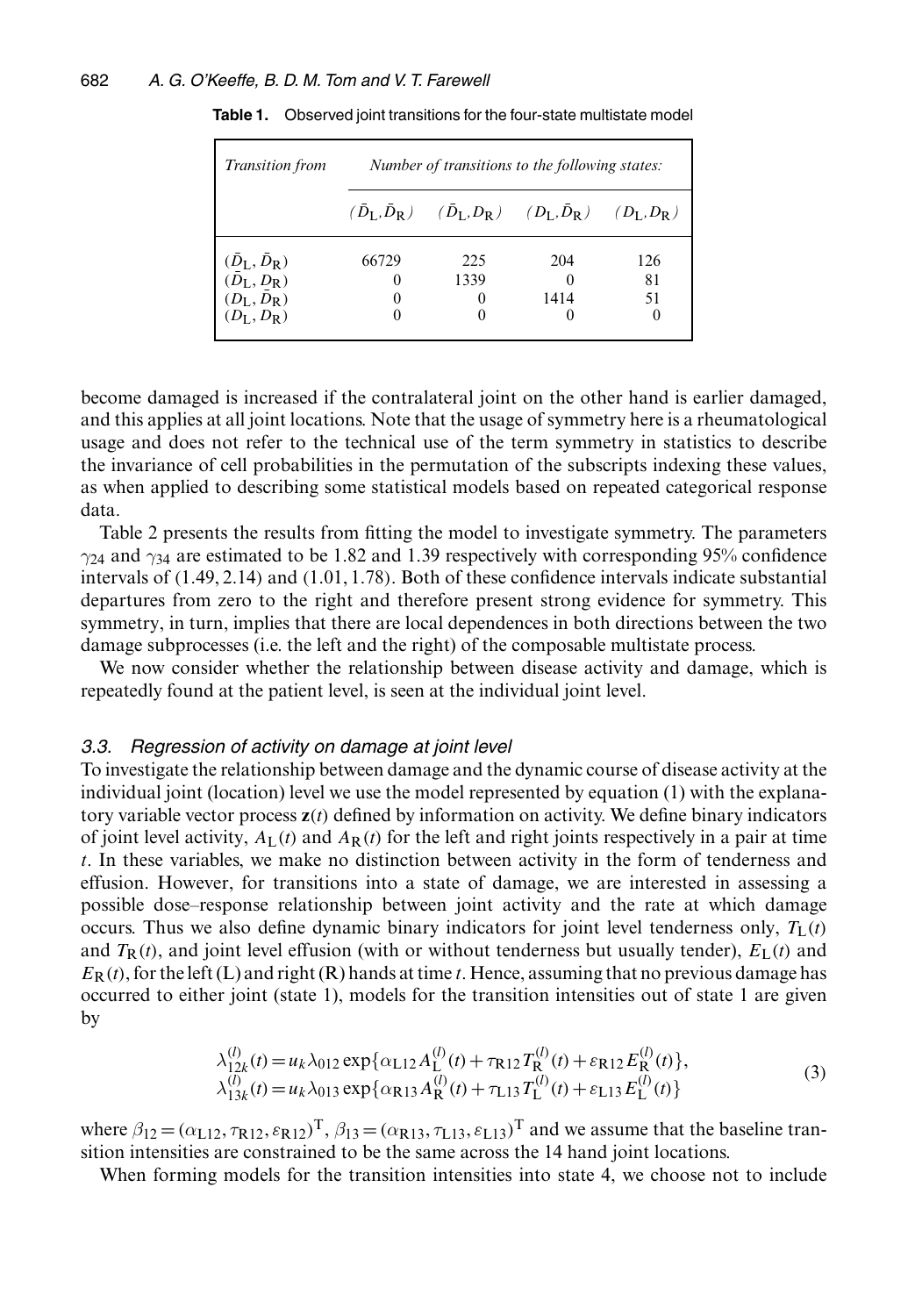**Table 1.** Observed joint transitions for the four-state multistate model

| *Transition from* | *Number of transitions to the following states:* | | | |
|---|---|---|---|---|
| | $(\bar{D}_L, \bar{D}_R)$ | $(\bar{D}_L, D_R)$ | $(D_L, \bar{D}_R)$ | $(D_L, D_R)$ |
| $(\bar{D}_L, \bar{D}_R)$ | 66729 | 225 | 204 | 126 |
| $(\bar{D}_L, D_R)$ | 0 | 1339 | 0 | 81 |
| $(D_L, \bar{D}_R)$ | 0 | 0 | 1414 | 51 |
| $(D_L, D_R)$ | 0 | 0 | 0 | 0 |

become damaged is increased if the contralateral joint on the other hand is earlier damaged, and this applies at all joint locations. Note that the usage of symmetry here is a rheumatological usage and does not refer to the technical use of the term symmetry in statistics to describe the invariance of cell probabilities in the permutation of the subscripts indexing these values, as when applied to describing some statistical models based on repeated categorical response data.

Table 2 presents the results from fitting the model to investigate symmetry. The parameters $\gamma_{24}$ and $\gamma_{34}$ are estimated to be 1.82 and 1.39 respectively with corresponding 95% confidence intervals of (1.49, 2.14) and (1.01, 1.78). Both of these confidence intervals indicate substantial departures from zero to the right and therefore present strong evidence for symmetry. This symmetry, in turn, implies that there are local dependences in both directions between the two damage subprocesses (i.e. the left and the right) of the composable multistate process.

We now consider whether the relationship between disease activity and damage, which is repeatedly found at the patient level, is seen at the individual joint level.

### 3.3. Regression of activity on damage at joint level

To investigate the relationship between damage and the dynamic course of disease activity at the individual joint (location) level we use the model represented by equation (1) with the explanatory variable vector process $\mathbf{z}(t)$ defined by information on activity. We define binary indicators of joint level activity, $A_L(t)$ and $A_R(t)$ for the left and right joints respectively in a pair at time $t$. In these variables, we make no distinction between activity in the form of tenderness and effusion. However, for transitions into a state of damage, we are interested in assessing a possible dose–response relationship between joint activity and the rate at which damage occurs. Thus we also define dynamic binary indicators for joint level tenderness only, $T_L(t)$ and $T_R(t)$, and joint level effusion (with or without tenderness but usually tender), $E_L(t)$ and $E_R(t)$, for the left (L) and right (R) hands at time $t$. Hence, assuming that no previous damage has occurred to either joint (state 1), models for the transition intensities out of state 1 are given by

$$\begin{aligned}\lambda_{12k}^{(l)}(t) &= u_k \lambda_{012} \exp\{\alpha_{L12} A_L^{(l)}(t) + \tau_{R12} T_R^{(l)}(t) + \varepsilon_{R12} E_R^{(l)}(t)\},\\ \lambda_{13k}^{(l)}(t) &= u_k \lambda_{013} \exp\{\alpha_{R13} A_R^{(l)}(t) + \tau_{L13} T_L^{(l)}(t) + \varepsilon_{L13} E_L^{(l)}(t)\}\end{aligned} \tag{3}$$

where $\beta_{12} = (\alpha_{L12}, \tau_{R12}, \varepsilon_{R12})^T$, $\beta_{13} = (\alpha_{R13}, \tau_{L13}, \varepsilon_{L13})^T$ and we assume that the baseline transition intensities are constrained to be the same across the 14 hand joint locations.

When forming models for the transition intensities into state 4, we choose not to include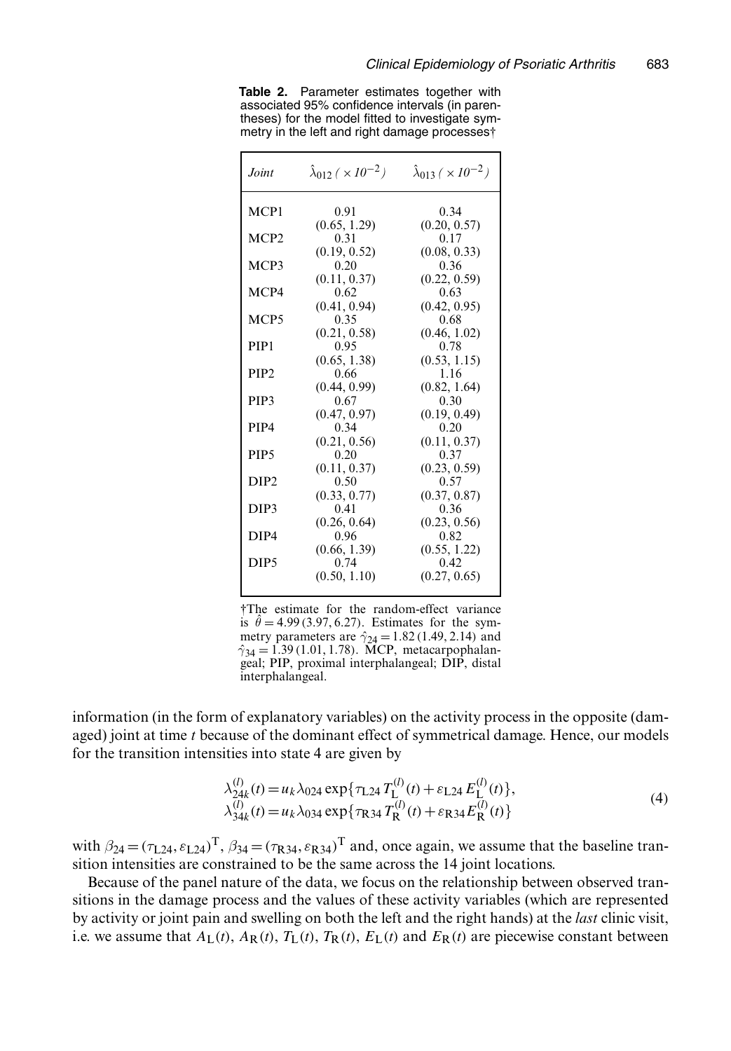**Table 2.** Parameter estimates together with associated 95% confidence intervals (in parentheses) for the model fitted to investigate symmetry in the left and right damage processes†

| *Joint* | $\hat{\lambda}_{012}$ ( $\times 10^{-2}$ ) | $\hat{\lambda}_{013}$ ( $\times 10^{-2}$ ) |
|---|---|---|
| MCP1 | 0.91 (0.65, 1.29) | 0.34 (0.20, 0.57) |
| MCP2 | 0.31 (0.19, 0.52) | 0.17 (0.08, 0.33) |
| MCP3 | 0.20 (0.11, 0.37) | 0.36 (0.22, 0.59) |
| MCP4 | 0.62 (0.41, 0.94) | 0.63 (0.42, 0.95) |
| MCP5 | 0.35 (0.21, 0.58) | 0.68 (0.46, 1.02) |
| PIP1 | 0.95 (0.65, 1.38) | 0.78 (0.53, 1.15) |
| PIP2 | 0.66 (0.44, 0.99) | 1.16 (0.82, 1.64) |
| PIP3 | 0.67 (0.47, 0.97) | 0.30 (0.19, 0.49) |
| PIP4 | 0.34 (0.21, 0.56) | 0.20 (0.11, 0.37) |
| PIP5 | 0.20 (0.11, 0.37) | 0.37 (0.23, 0.59) |
| DIP2 | 0.50 (0.33, 0.77) | 0.57 (0.37, 0.87) |
| DIP3 | 0.41 (0.26, 0.64) | 0.36 (0.23, 0.56) |
| DIP4 | 0.96 (0.66, 1.39) | 0.82 (0.55, 1.22) |
| DIP5 | 0.74 (0.50, 1.10) | 0.42 (0.27, 0.65) |

†The estimate for the random-effect variance is $\hat{\theta} = 4.99\,(3.97, 6.27)$. Estimates for the symmetry parameters are $\hat{\gamma}_{24} = 1.82\,(1.49, 2.14)$ and $\hat{\gamma}_{34} = 1.39\,(1.01, 1.78)$. MCP, metacarpophalangeal; PIP, proximal interphalangeal; DIP, distal interphalangeal.

information (in the form of explanatory variables) on the activity process in the opposite (damaged) joint at time $t$ because of the dominant effect of symmetrical damage. Hence, our models for the transition intensities into state 4 are given by

$$
\begin{aligned}
\lambda_{24k}^{(l)}(t) &= u_k \lambda_{024} \exp\{\tau_{L24} T_L^{(l)}(t) + \varepsilon_{L24} E_L^{(l)}(t)\}, \\
\lambda_{34k}^{(l)}(t) &= u_k \lambda_{034} \exp\{\tau_{R34} T_R^{(l)}(t) + \varepsilon_{R34} E_R^{(l)}(t)\}
\end{aligned} \tag{4}
$$

with $\beta_{24} = (\tau_{L24}, \varepsilon_{L24})^T$, $\beta_{34} = (\tau_{R34}, \varepsilon_{R34})^T$ and, once again, we assume that the baseline transition intensities are constrained to be the same across the 14 joint locations.

Because of the panel nature of the data, we focus on the relationship between observed transitions in the damage process and the values of these activity variables (which are represented by activity or joint pain and swelling on both the left and the right hands) at the *last* clinic visit, i.e. we assume that $A_L(t)$, $A_R(t)$, $T_L(t)$, $T_R(t)$, $E_L(t)$ and $E_R(t)$ are piecewise constant between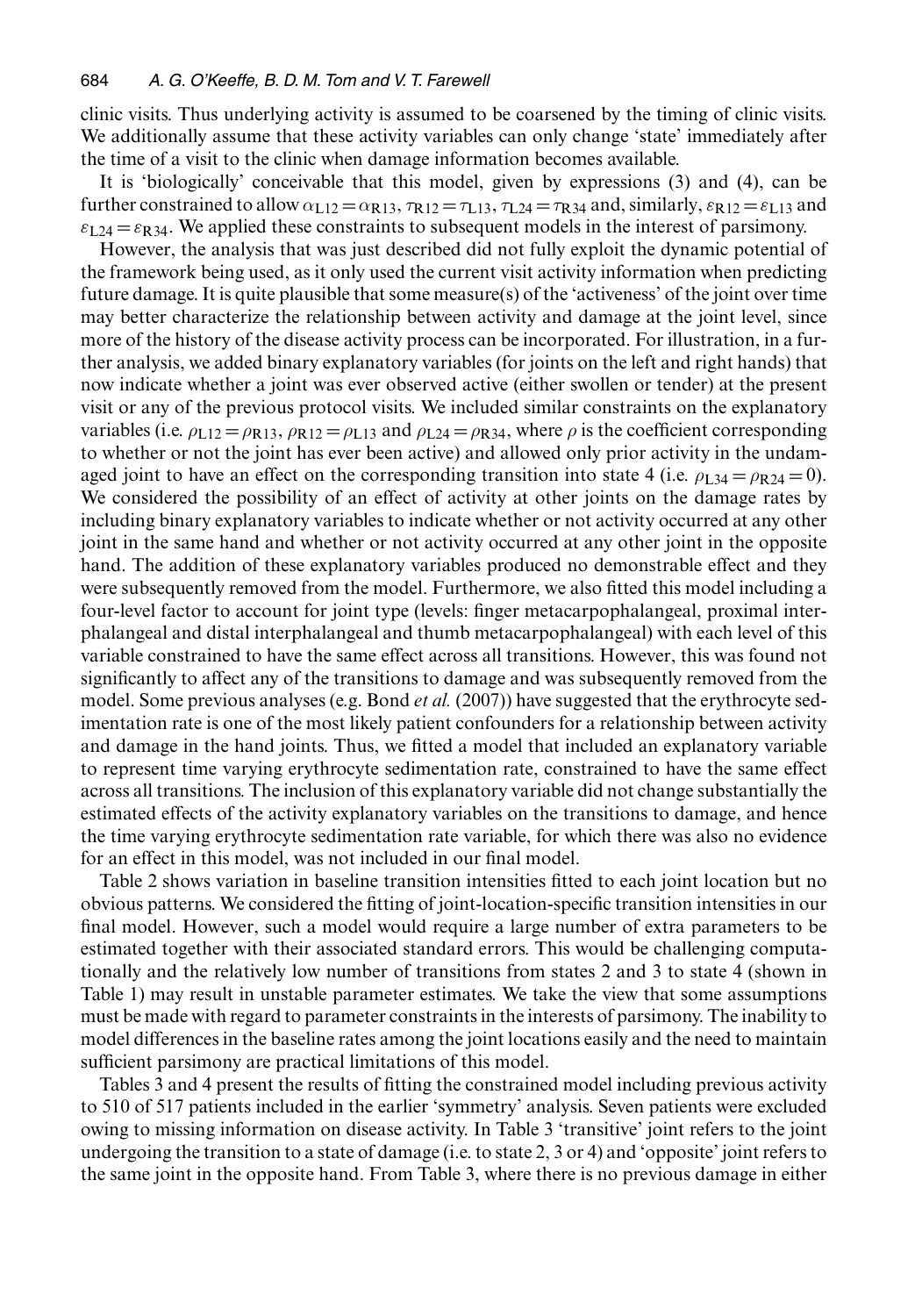clinic visits. Thus underlying activity is assumed to be coarsened by the timing of clinic visits. We additionally assume that these activity variables can only change 'state' immediately after the time of a visit to the clinic when damage information becomes available.

It is 'biologically' conceivable that this model, given by expressions (3) and (4), can be further constrained to allow $\alpha_{L12} = \alpha_{R13}$, $\tau_{R12} = \tau_{L13}$, $\tau_{L24} = \tau_{R34}$ and, similarly, $\varepsilon_{R12} = \varepsilon_{L13}$ and $\varepsilon_{L24} = \varepsilon_{R34}$. We applied these constraints to subsequent models in the interest of parsimony.

However, the analysis that was just described did not fully exploit the dynamic potential of the framework being used, as it only used the current visit activity information when predicting future damage. It is quite plausible that some measure(s) of the 'activeness' of the joint over time may better characterize the relationship between activity and damage at the joint level, since more of the history of the disease activity process can be incorporated. For illustration, in a further analysis, we added binary explanatory variables (for joints on the left and right hands) that now indicate whether a joint was ever observed active (either swollen or tender) at the present visit or any of the previous protocol visits. We included similar constraints on the explanatory variables (i.e. $\rho_{L12} = \rho_{R13}$, $\rho_{R12} = \rho_{L13}$ and $\rho_{L24} = \rho_{R34}$, where $\rho$ is the coefficient corresponding to whether or not the joint has ever been active) and allowed only prior activity in the undamaged joint to have an effect on the corresponding transition into state 4 (i.e. $\rho_{L34} = \rho_{R24} = 0$). We considered the possibility of an effect of activity at other joints on the damage rates by including binary explanatory variables to indicate whether or not activity occurred at any other joint in the same hand and whether or not activity occurred at any other joint in the opposite hand. The addition of these explanatory variables produced no demonstrable effect and they were subsequently removed from the model. Furthermore, we also fitted this model including a four-level factor to account for joint type (levels: finger metacarpophalangeal, proximal interphalangeal and distal interphalangeal and thumb metacarpophalangeal) with each level of this variable constrained to have the same effect across all transitions. However, this was found not significantly to affect any of the transitions to damage and was subsequently removed from the model. Some previous analyses (e.g. Bond *et al.* (2007)) have suggested that the erythrocyte sedimentation rate is one of the most likely patient confounders for a relationship between activity and damage in the hand joints. Thus, we fitted a model that included an explanatory variable to represent time varying erythrocyte sedimentation rate, constrained to have the same effect across all transitions. The inclusion of this explanatory variable did not change substantially the estimated effects of the activity explanatory variables on the transitions to damage, and hence the time varying erythrocyte sedimentation rate variable, for which there was also no evidence for an effect in this model, was not included in our final model.

Table 2 shows variation in baseline transition intensities fitted to each joint location but no obvious patterns. We considered the fitting of joint-location-specific transition intensities in our final model. However, such a model would require a large number of extra parameters to be estimated together with their associated standard errors. This would be challenging computationally and the relatively low number of transitions from states 2 and 3 to state 4 (shown in Table 1) may result in unstable parameter estimates. We take the view that some assumptions must be made with regard to parameter constraints in the interests of parsimony. The inability to model differences in the baseline rates among the joint locations easily and the need to maintain sufficient parsimony are practical limitations of this model.

Tables 3 and 4 present the results of fitting the constrained model including previous activity to 510 of 517 patients included in the earlier 'symmetry' analysis. Seven patients were excluded owing to missing information on disease activity. In Table 3 'transitive' joint refers to the joint undergoing the transition to a state of damage (i.e. to state 2, 3 or 4) and 'opposite' joint refers to the same joint in the opposite hand. From Table 3, where there is no previous damage in either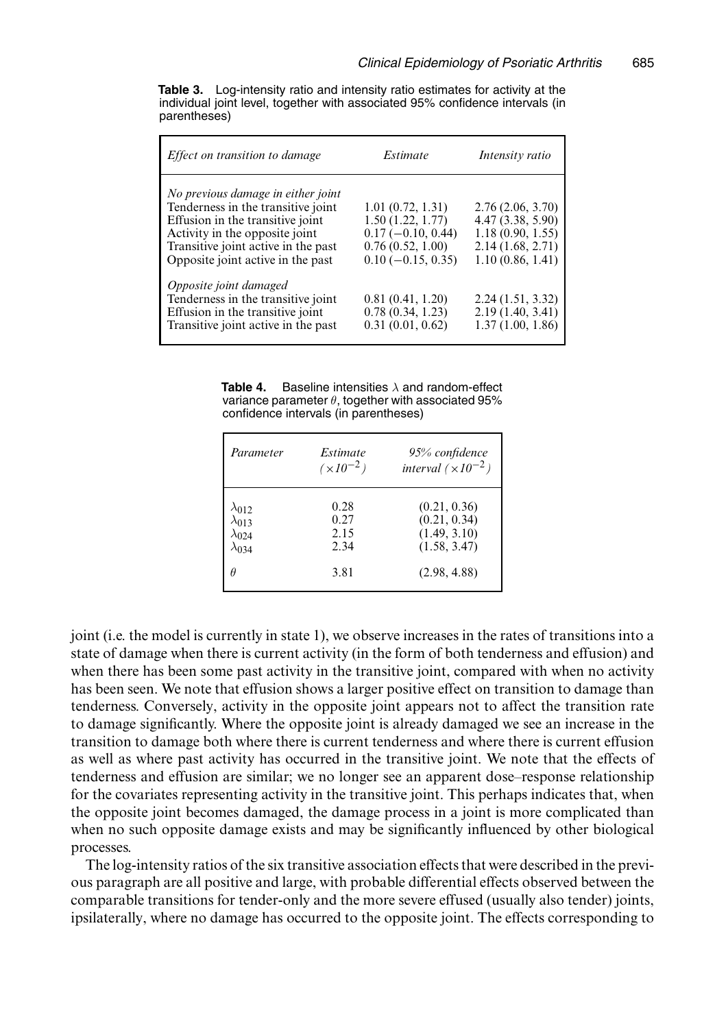**Table 3.** Log-intensity ratio and intensity ratio estimates for activity at the individual joint level, together with associated 95% confidence intervals (in parentheses)

| *Effect on transition to damage* | *Estimate* | *Intensity ratio* |
|---|---|---|
| *No previous damage in either joint* | | |
| Tenderness in the transitive joint | 1.01 (0.72, 1.31) | 2.76 (2.06, 3.70) |
| Effusion in the transitive joint | 1.50 (1.22, 1.77) | 4.47 (3.38, 5.90) |
| Activity in the opposite joint | 0.17 (−0.10, 0.44) | 1.18 (0.90, 1.55) |
| Transitive joint active in the past | 0.76 (0.52, 1.00) | 2.14 (1.68, 2.71) |
| Opposite joint active in the past | 0.10 (−0.15, 0.35) | 1.10 (0.86, 1.41) |
| *Opposite joint damaged* | | |
| Tenderness in the transitive joint | 0.81 (0.41, 1.20) | 2.24 (1.51, 3.32) |
| Effusion in the transitive joint | 0.78 (0.34, 1.23) | 2.19 (1.40, 3.41) |
| Transitive joint active in the past | 0.31 (0.01, 0.62) | 1.37 (1.00, 1.86) |

**Table 4.** Baseline intensities $\lambda$ and random-effect variance parameter $\theta$, together with associated 95% confidence intervals (in parentheses)

| *Parameter* | *Estimate* $(\times 10^{-2})$ | *95% confidence interval* $(\times 10^{-2})$ |
|---|---|---|
| $\lambda_{012}$ | 0.28 | (0.21, 0.36) |
| $\lambda_{013}$ | 0.27 | (0.21, 0.34) |
| $\lambda_{024}$ | 2.15 | (1.49, 3.10) |
| $\lambda_{034}$ | 2.34 | (1.58, 3.47) |
| $\theta$ | 3.81 | (2.98, 4.88) |

joint (i.e. the model is currently in state 1), we observe increases in the rates of transitions into a state of damage when there is current activity (in the form of both tenderness and effusion) and when there has been some past activity in the transitive joint, compared with when no activity has been seen. We note that effusion shows a larger positive effect on transition to damage than tenderness. Conversely, activity in the opposite joint appears not to affect the transition rate to damage significantly. Where the opposite joint is already damaged we see an increase in the transition to damage both where there is current tenderness and where there is current effusion as well as where past activity has occurred in the transitive joint. We note that the effects of tenderness and effusion are similar; we no longer see an apparent dose–response relationship for the covariates representing activity in the transitive joint. This perhaps indicates that, when the opposite joint becomes damaged, the damage process in a joint is more complicated than when no such opposite damage exists and may be significantly influenced by other biological processes.

The log-intensity ratios of the six transitive association effects that were described in the previous paragraph are all positive and large, with probable differential effects observed between the comparable transitions for tender-only and the more severe effused (usually also tender) joints, ipsilaterally, where no damage has occurred to the opposite joint. The effects corresponding to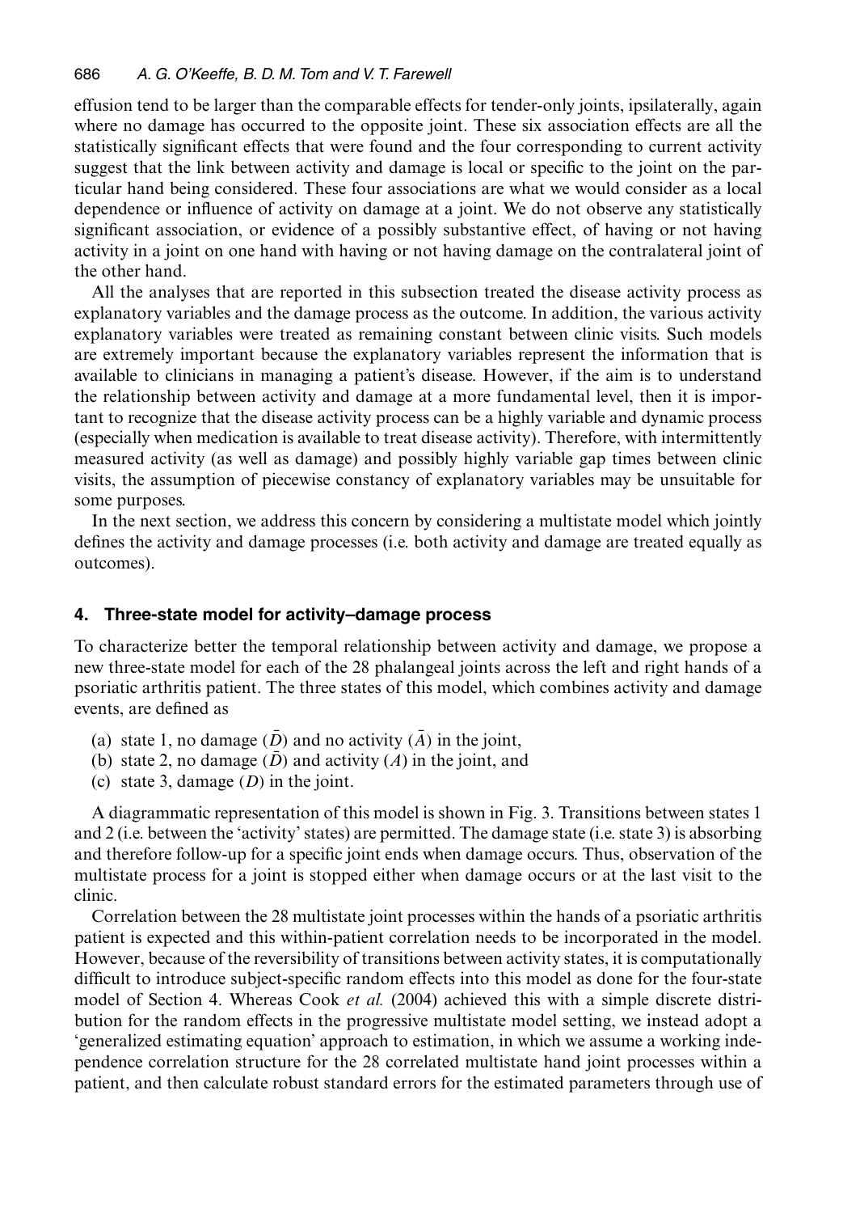effusion tend to be larger than the comparable effects for tender-only joints, ipsilaterally, again where no damage has occurred to the opposite joint. These six association effects are all the statistically significant effects that were found and the four corresponding to current activity suggest that the link between activity and damage is local or specific to the joint on the particular hand being considered. These four associations are what we would consider as a local dependence or influence of activity on damage at a joint. We do not observe any statistically significant association, or evidence of a possibly substantive effect, of having or not having activity in a joint on one hand with having or not having damage on the contralateral joint of the other hand.

All the analyses that are reported in this subsection treated the disease activity process as explanatory variables and the damage process as the outcome. In addition, the various activity explanatory variables were treated as remaining constant between clinic visits. Such models are extremely important because the explanatory variables represent the information that is available to clinicians in managing a patient's disease. However, if the aim is to understand the relationship between activity and damage at a more fundamental level, then it is important to recognize that the disease activity process can be a highly variable and dynamic process (especially when medication is available to treat disease activity). Therefore, with intermittently measured activity (as well as damage) and possibly highly variable gap times between clinic visits, the assumption of piecewise constancy of explanatory variables may be unsuitable for some purposes.

In the next section, we address this concern by considering a multistate model which jointly defines the activity and damage processes (i.e. both activity and damage are treated equally as outcomes).

## 4. Three-state model for activity–damage process

To characterize better the temporal relationship between activity and damage, we propose a new three-state model for each of the 28 phalangeal joints across the left and right hands of a psoriatic arthritis patient. The three states of this model, which combines activity and damage events, are defined as

(a) state 1, no damage ($\bar{D}$) and no activity ($\bar{A}$) in the joint,
(b) state 2, no damage ($\bar{D}$) and activity ($A$) in the joint, and
(c) state 3, damage ($D$) in the joint.

A diagrammatic representation of this model is shown in Fig. 3. Transitions between states 1 and 2 (i.e. between the 'activity' states) are permitted. The damage state (i.e. state 3) is absorbing and therefore follow-up for a specific joint ends when damage occurs. Thus, observation of the multistate process for a joint is stopped either when damage occurs or at the last visit to the clinic.

Correlation between the 28 multistate joint processes within the hands of a psoriatic arthritis patient is expected and this within-patient correlation needs to be incorporated in the model. However, because of the reversibility of transitions between activity states, it is computationally difficult to introduce subject-specific random effects into this model as done for the four-state model of Section 4. Whereas Cook *et al.* (2004) achieved this with a simple discrete distribution for the random effects in the progressive multistate model setting, we instead adopt a 'generalized estimating equation' approach to estimation, in which we assume a working independence correlation structure for the 28 correlated multistate hand joint processes within a patient, and then calculate robust standard errors for the estimated parameters through use of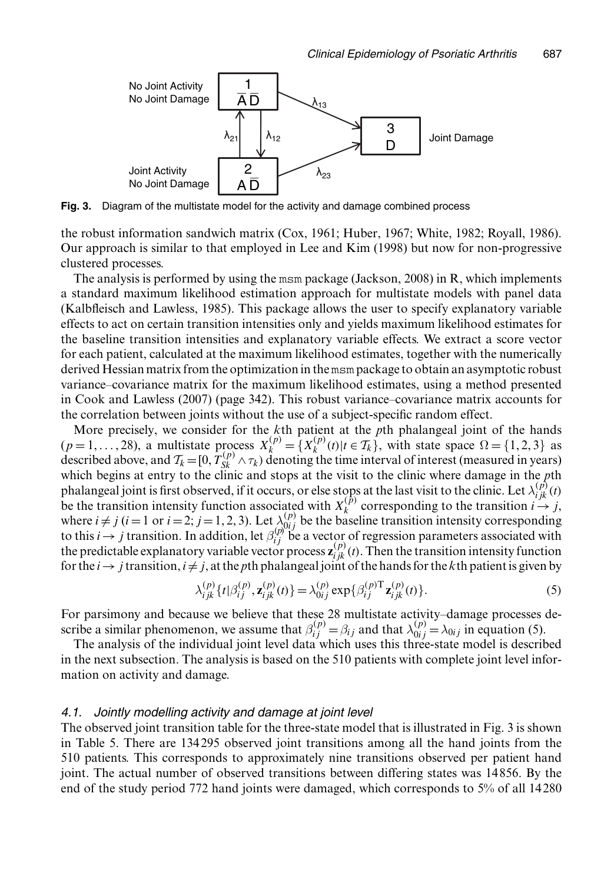**Fig. 3.** Diagram of the multistate model for the activity and damage combined process

the robust information sandwich matrix (Cox, 1961; Huber, 1967; White, 1982; Royall, 1986). Our approach is similar to that employed in Lee and Kim (1998) but now for non-progressive clustered processes.

The analysis is performed by using the `msm` package (Jackson, 2008) in R, which implements a standard maximum likelihood estimation approach for multistate models with panel data (Kalbfleisch and Lawless, 1985). This package allows the user to specify explanatory variable effects to act on certain transition intensities only and yields maximum likelihood estimates for the baseline transition intensities and explanatory variable effects. We extract a score vector for each patient, calculated at the maximum likelihood estimates, together with the numerically derived Hessian matrix from the optimization in the `msm` package to obtain an asymptotic robust variance–covariance matrix for the maximum likelihood estimates, using a method presented in Cook and Lawless (2007) (page 342). This robust variance–covariance matrix accounts for the correlation between joints without the use of a subject-specific random effect.

More precisely, we consider for the $k$th patient at the $p$th phalangeal joint of the hands $(p = 1, \ldots, 28)$, a multistate process $X_k^{(p)} = \{X_k^{(p)}(t) | t \in \mathcal{T}_k\}$, with state space $\Omega = \{1, 2, 3\}$ as described above, and $\mathcal{T}_k = [0, T_{Sk}^{(p)} \wedge \tau_k)$ denoting the time interval of interest (measured in years) which begins at entry to the clinic and stops at the visit to the clinic where damage in the $p$th phalangeal joint is first observed, if it occurs, or else stops at the last visit to the clinic. Let $\lambda_{ijk}^{(p)}(t)$ be the transition intensity function associated with $X_k^{(p)}$ corresponding to the transition $i \rightarrow j$, where $i \neq j$ $(i = 1$ or $i = 2$; $j = 1, 2, 3)$. Let $\lambda_{0ij}^{(p)}$ be the baseline transition intensity corresponding to this $i \rightarrow j$ transition. In addition, let $\beta_{ij}^{(p)}$ be a vector of regression parameters associated with the predictable explanatory variable vector process $\mathbf{z}_{ijk}^{(p)}(t)$. Then the transition intensity function for the $i \rightarrow j$ transition, $i \neq j$, at the $p$th phalangeal joint of the hands for the $k$th patient is given by

$$\lambda_{ijk}^{(p)}\{t | \beta_{ij}^{(p)}, \mathbf{z}_{ijk}^{(p)}(t)\} = \lambda_{0ij}^{(p)} \exp\{\beta_{ij}^{(p)\mathrm{T}} \mathbf{z}_{ijk}^{(p)}(t)\}. \tag{5}$$

For parsimony and because we believe that these 28 multistate activity–damage processes describe a similar phenomenon, we assume that $\beta_{ij}^{(p)} = \beta_{ij}$ and that $\lambda_{0ij}^{(p)} = \lambda_{0ij}$ in equation (5).

The analysis of the individual joint level data which uses this three-state model is described in the next subsection. The analysis is based on the 510 patients with complete joint level information on activity and damage.

### 4.1. *Jointly modelling activity and damage at joint level*

The observed joint transition table for the three-state model that is illustrated in Fig. 3 is shown in Table 5. There are 134295 observed joint transitions among all the hand joints from the 510 patients. This corresponds to approximately nine transitions observed per patient hand joint. The actual number of observed transitions between differing states was 14856. By the end of the study period 772 hand joints were damaged, which corresponds to 5% of all 14280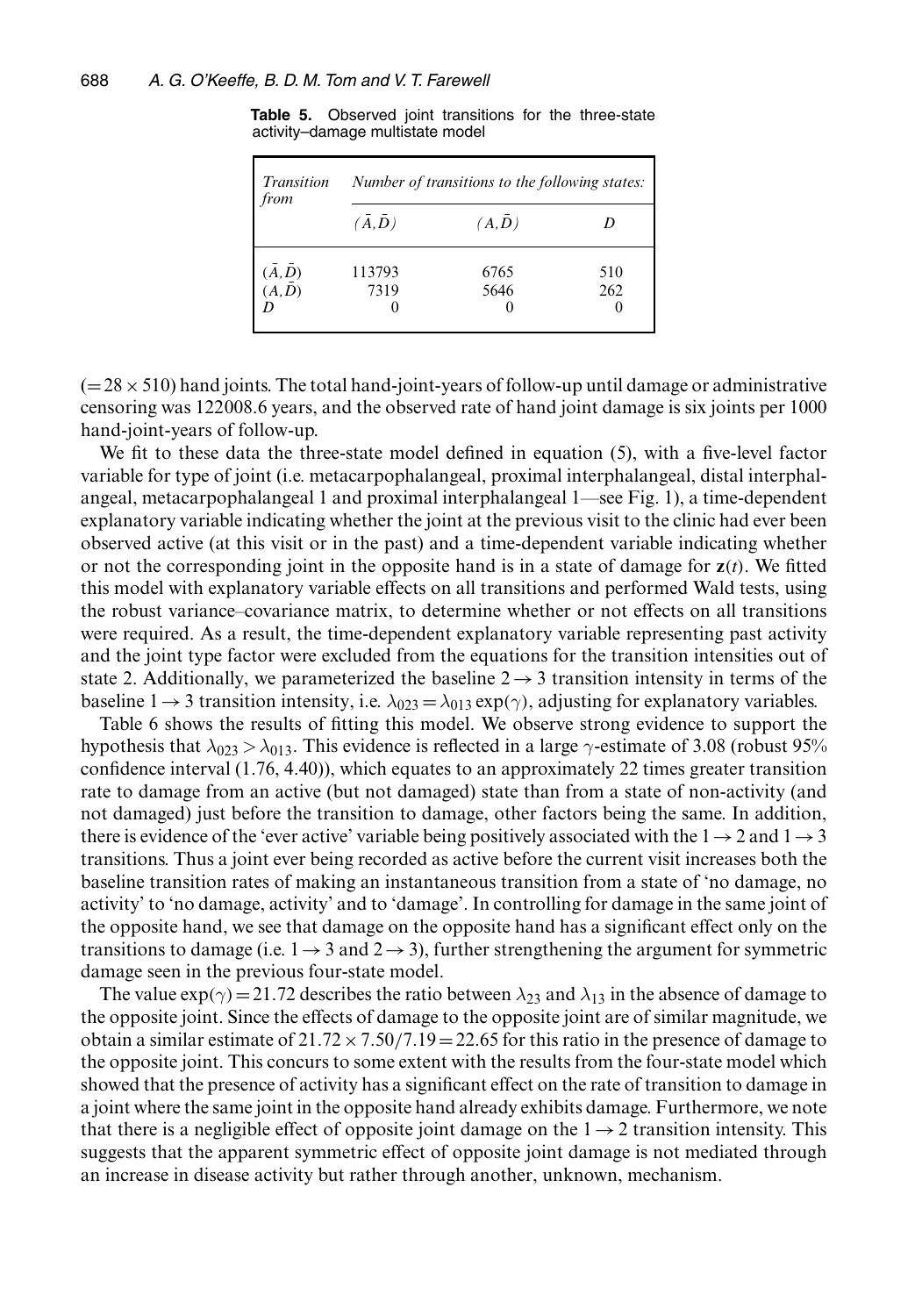**Table 5.** Observed joint transitions for the three-state activity–damage multistate model

| *Transition from* | *Number of transitions to the following states:* | | |
|---|---|---|---|
| | $(\bar{A},\bar{D})$ | $(A,\bar{D})$ | $D$ |
| $(\bar{A},\bar{D})$ | 113793 | 6765 | 510 |
| $(A,\bar{D})$ | 7319 | 5646 | 262 |
| $D$ | 0 | 0 | 0 |

$(=28\times510)$ hand joints. The total hand-joint-years of follow-up until damage or administrative censoring was 122008.6 years, and the observed rate of hand joint damage is six joints per 1000 hand-joint-years of follow-up.

We fit to these data the three-state model defined in equation (5), with a five-level factor variable for type of joint (i.e. metacarpophalangeal, proximal interphalangeal, distal interphalangeal, metacarpophalangeal 1 and proximal interphalangeal 1—see Fig. 1), a time-dependent explanatory variable indicating whether the joint at the previous visit to the clinic had ever been observed active (at this visit or in the past) and a time-dependent variable indicating whether or not the corresponding joint in the opposite hand is in a state of damage for $\mathbf{z}(t)$. We fitted this model with explanatory variable effects on all transitions and performed Wald tests, using the robust variance–covariance matrix, to determine whether or not effects on all transitions were required. As a result, the time-dependent explanatory variable representing past activity and the joint type factor were excluded from the equations for the transition intensities out of state 2. Additionally, we parameterized the baseline $2\rightarrow3$ transition intensity in terms of the baseline $1\rightarrow3$ transition intensity, i.e. $\lambda_{023}=\lambda_{013}\exp(\gamma)$, adjusting for explanatory variables.

Table 6 shows the results of fitting this model. We observe strong evidence to support the hypothesis that $\lambda_{023}>\lambda_{013}$. This evidence is reflected in a large $\gamma$-estimate of 3.08 (robust 95% confidence interval (1.76, 4.40)), which equates to an approximately 22 times greater transition rate to damage from an active (but not damaged) state than from a state of non-activity (and not damaged) just before the transition to damage, other factors being the same. In addition, there is evidence of the 'ever active' variable being positively associated with the $1\rightarrow2$ and $1\rightarrow3$ transitions. Thus a joint ever being recorded as active before the current visit increases both the baseline transition rates of making an instantaneous transition from a state of 'no damage, no activity' to 'no damage, activity' and to 'damage'. In controlling for damage in the same joint of the opposite hand, we see that damage on the opposite hand has a significant effect only on the transitions to damage (i.e. $1\rightarrow3$ and $2\rightarrow3$), further strengthening the argument for symmetric damage seen in the previous four-state model.

The value $\exp(\gamma)=21.72$ describes the ratio between $\lambda_{23}$ and $\lambda_{13}$ in the absence of damage to the opposite joint. Since the effects of damage to the opposite joint are of similar magnitude, we obtain a similar estimate of $21.72\times7.50/7.19=22.65$ for this ratio in the presence of damage to the opposite joint. This concurs to some extent with the results from the four-state model which showed that the presence of activity has a significant effect on the rate of transition to damage in a joint where the same joint in the opposite hand already exhibits damage. Furthermore, we note that there is a negligible effect of opposite joint damage on the $1\rightarrow2$ transition intensity. This suggests that the apparent symmetric effect of opposite joint damage is not mediated through an increase in disease activity but rather through another, unknown, mechanism.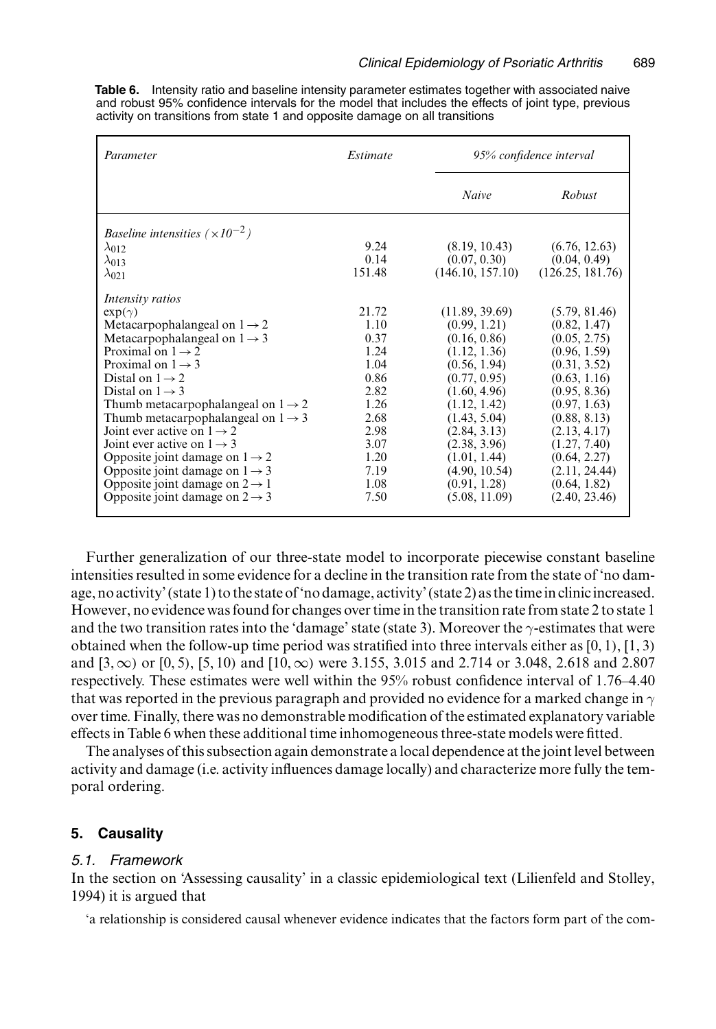**Table 6.** Intensity ratio and baseline intensity parameter estimates together with associated naive and robust 95% confidence intervals for the model that includes the effects of joint type, previous activity on transitions from state 1 and opposite damage on all transitions

| *Parameter* | *Estimate* | *95% confidence interval* | |
|---|---|---|---|
| | | *Naive* | *Robust* |
| *Baseline intensities* ($\times 10^{-2}$) | | | |
| $\lambda_{012}$ | 9.24 | (8.19, 10.43) | (6.76, 12.63) |
| $\lambda_{013}$ | 0.14 | (0.07, 0.30) | (0.04, 0.49) |
| $\lambda_{021}$ | 151.48 | (146.10, 157.10) | (126.25, 181.76) |
| *Intensity ratios* | | | |
| $\exp(\gamma)$ | 21.72 | (11.89, 39.69) | (5.79, 81.46) |
| Metacarpophalangeal on $1 \rightarrow 2$ | 1.10 | (0.99, 1.21) | (0.82, 1.47) |
| Metacarpophalangeal on $1 \rightarrow 3$ | 0.37 | (0.16, 0.86) | (0.05, 2.75) |
| Proximal on $1 \rightarrow 2$ | 1.24 | (1.12, 1.36) | (0.96, 1.59) |
| Proximal on $1 \rightarrow 3$ | 1.04 | (0.56, 1.94) | (0.31, 3.52) |
| Distal on $1 \rightarrow 2$ | 0.86 | (0.77, 0.95) | (0.63, 1.16) |
| Distal on $1 \rightarrow 3$ | 2.82 | (1.60, 4.96) | (0.95, 8.36) |
| Thumb metacarpophalangeal on $1 \rightarrow 2$ | 1.26 | (1.12, 1.42) | (0.97, 1.63) |
| Thumb metacarpophalangeal on $1 \rightarrow 3$ | 2.68 | (1.43, 5.04) | (0.88, 8.13) |
| Joint ever active on $1 \rightarrow 2$ | 2.98 | (2.84, 3.13) | (2.13, 4.17) |
| Joint ever active on $1 \rightarrow 3$ | 3.07 | (2.38, 3.96) | (1.27, 7.40) |
| Opposite joint damage on $1 \rightarrow 2$ | 1.20 | (1.01, 1.44) | (0.64, 2.27) |
| Opposite joint damage on $1 \rightarrow 3$ | 7.19 | (4.90, 10.54) | (2.11, 24.44) |
| Opposite joint damage on $2 \rightarrow 1$ | 1.08 | (0.91, 1.28) | (0.64, 1.82) |
| Opposite joint damage on $2 \rightarrow 3$ | 7.50 | (5.08, 11.09) | (2.40, 23.46) |

Further generalization of our three-state model to incorporate piecewise constant baseline intensities resulted in some evidence for a decline in the transition rate from the state of 'no damage, no activity' (state 1) to the state of 'no damage, activity' (state 2) as the time in clinic increased. However, no evidence was found for changes over time in the transition rate from state 2 to state 1 and the two transition rates into the 'damage' state (state 3). Moreover the $\gamma$-estimates that were obtained when the follow-up time period was stratified into three intervals either as $[0, 1)$, $[1, 3)$ and $[3, \infty)$ or $[0, 5)$, $[5, 10)$ and $[10, \infty)$ were 3.155, 3.015 and 2.714 or 3.048, 2.618 and 2.807 respectively. These estimates were well within the 95% robust confidence interval of 1.76–4.40 that was reported in the previous paragraph and provided no evidence for a marked change in $\gamma$ over time. Finally, there was no demonstrable modification of the estimated explanatory variable effects in Table 6 when these additional time inhomogeneous three-state models were fitted.

The analyses of this subsection again demonstrate a local dependence at the joint level between activity and damage (i.e. activity influences damage locally) and characterize more fully the temporal ordering.

## 5. Causality

### 5.1. Framework

In the section on 'Assessing causality' in a classic epidemiological text (Lilienfeld and Stolley, 1994) it is argued that

'a relationship is considered causal whenever evidence indicates that the factors form part of the com-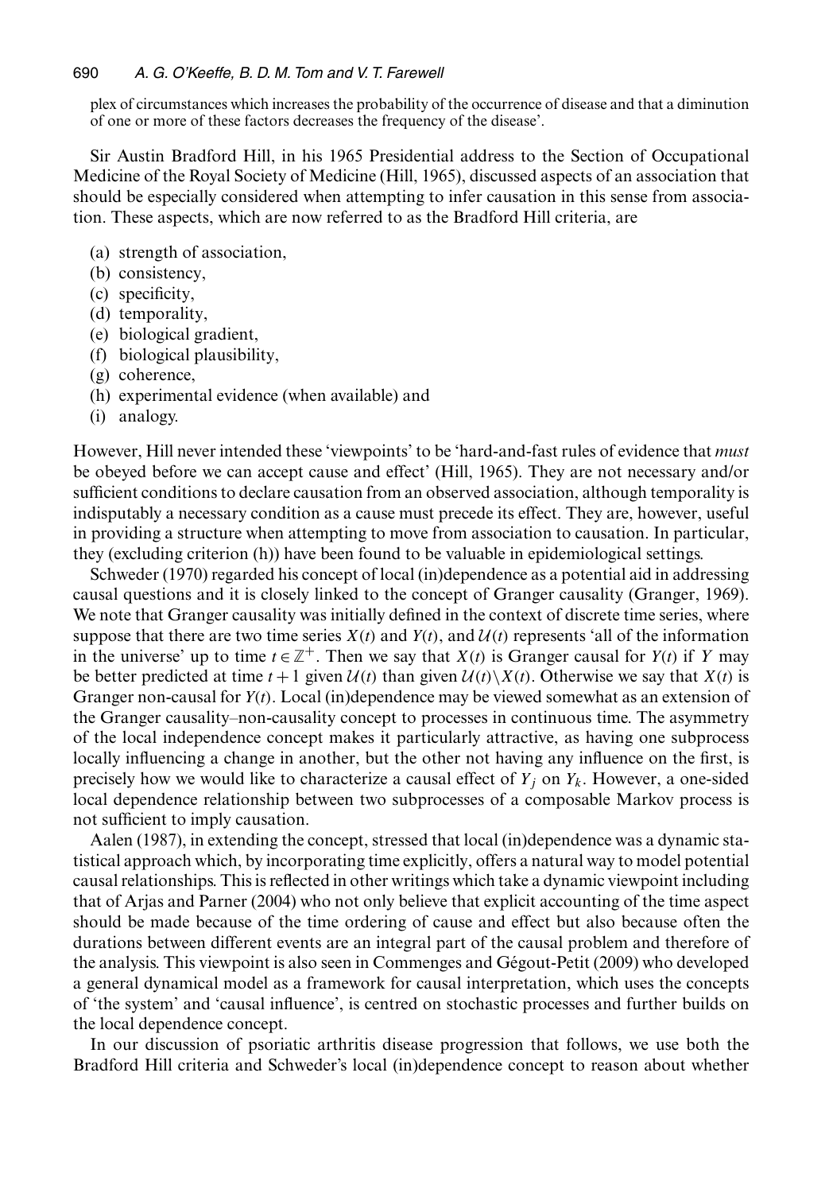plex of circumstances which increases the probability of the occurrence of disease and that a diminution of one or more of these factors decreases the frequency of the disease'.

Sir Austin Bradford Hill, in his 1965 Presidential address to the Section of Occupational Medicine of the Royal Society of Medicine (Hill, 1965), discussed aspects of an association that should be especially considered when attempting to infer causation in this sense from association. These aspects, which are now referred to as the Bradford Hill criteria, are

- (a) strength of association,
- (b) consistency,
- (c) specificity,
- (d) temporality,
- (e) biological gradient,
- (f) biological plausibility,
- (g) coherence,
- (h) experimental evidence (when available) and
- (i) analogy.

However, Hill never intended these 'viewpoints' to be 'hard-and-fast rules of evidence that *must* be obeyed before we can accept cause and effect' (Hill, 1965). They are not necessary and/or sufficient conditions to declare causation from an observed association, although temporality is indisputably a necessary condition as a cause must precede its effect. They are, however, useful in providing a structure when attempting to move from association to causation. In particular, they (excluding criterion (h)) have been found to be valuable in epidemiological settings.

Schweder (1970) regarded his concept of local (in)dependence as a potential aid in addressing causal questions and it is closely linked to the concept of Granger causality (Granger, 1969). We note that Granger causality was initially defined in the context of discrete time series, where suppose that there are two time series $X(t)$ and $Y(t)$, and $\mathcal{U}(t)$ represents 'all of the information in the universe' up to time $t \in \mathbb{Z}^+$. Then we say that $X(t)$ is Granger causal for $Y(t)$ if $Y$ may be better predicted at time $t+1$ given $\mathcal{U}(t)$ than given $\mathcal{U}(t)\backslash X(t)$. Otherwise we say that $X(t)$ is Granger non-causal for $Y(t)$. Local (in)dependence may be viewed somewhat as an extension of the Granger causality–non-causality concept to processes in continuous time. The asymmetry of the local independence concept makes it particularly attractive, as having one subprocess locally influencing a change in another, but the other not having any influence on the first, is precisely how we would like to characterize a causal effect of $Y_j$ on $Y_k$. However, a one-sided local dependence relationship between two subprocesses of a composable Markov process is not sufficient to imply causation.

Aalen (1987), in extending the concept, stressed that local (in)dependence was a dynamic statistical approach which, by incorporating time explicitly, offers a natural way to model potential causal relationships. This is reflected in other writings which take a dynamic viewpoint including that of Arjas and Parner (2004) who not only believe that explicit accounting of the time aspect should be made because of the time ordering of cause and effect but also because often the durations between different events are an integral part of the causal problem and therefore of the analysis. This viewpoint is also seen in Commenges and Gégout-Petit (2009) who developed a general dynamical model as a framework for causal interpretation, which uses the concepts of 'the system' and 'causal influence', is centred on stochastic processes and further builds on the local dependence concept.

In our discussion of psoriatic arthritis disease progression that follows, we use both the Bradford Hill criteria and Schweder's local (in)dependence concept to reason about whether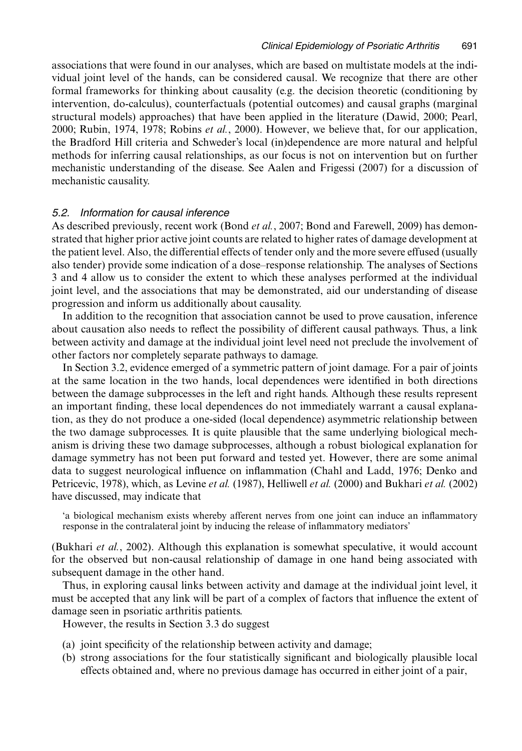associations that were found in our analyses, which are based on multistate models at the individual joint level of the hands, can be considered causal. We recognize that there are other formal frameworks for thinking about causality (e.g. the decision theoretic (conditioning by intervention, do-calculus), counterfactuals (potential outcomes) and causal graphs (marginal structural models) approaches) that have been applied in the literature (Dawid, 2000; Pearl, 2000; Rubin, 1974, 1978; Robins *et al.*, 2000). However, we believe that, for our application, the Bradford Hill criteria and Schweder's local (in)dependence are more natural and helpful methods for inferring causal relationships, as our focus is not on intervention but on further mechanistic understanding of the disease. See Aalen and Frigessi (2007) for a discussion of mechanistic causality.

### *5.2. Information for causal inference*

As described previously, recent work (Bond *et al.*, 2007; Bond and Farewell, 2009) has demonstrated that higher prior active joint counts are related to higher rates of damage development at the patient level. Also, the differential effects of tender only and the more severe effused (usually also tender) provide some indication of a dose–response relationship. The analyses of Sections 3 and 4 allow us to consider the extent to which these analyses performed at the individual joint level, and the associations that may be demonstrated, aid our understanding of disease progression and inform us additionally about causality.

In addition to the recognition that association cannot be used to prove causation, inference about causation also needs to reflect the possibility of different causal pathways. Thus, a link between activity and damage at the individual joint level need not preclude the involvement of other factors nor completely separate pathways to damage.

In Section 3.2, evidence emerged of a symmetric pattern of joint damage. For a pair of joints at the same location in the two hands, local dependences were identified in both directions between the damage subprocesses in the left and right hands. Although these results represent an important finding, these local dependences do not immediately warrant a causal explanation, as they do not produce a one-sided (local dependence) asymmetric relationship between the two damage subprocesses. It is quite plausible that the same underlying biological mechanism is driving these two damage subprocesses, although a robust biological explanation for damage symmetry has not been put forward and tested yet. However, there are some animal data to suggest neurological influence on inflammation (Chahl and Ladd, 1976; Denko and Petricevic, 1978), which, as Levine *et al.* (1987), Helliwell *et al.* (2000) and Bukhari *et al.* (2002) have discussed, may indicate that

> 'a biological mechanism exists whereby afferent nerves from one joint can induce an inflammatory response in the contralateral joint by inducing the release of inflammatory mediators'

(Bukhari *et al.*, 2002). Although this explanation is somewhat speculative, it would account for the observed but non-causal relationship of damage in one hand being associated with subsequent damage in the other hand.

Thus, in exploring causal links between activity and damage at the individual joint level, it must be accepted that any link will be part of a complex of factors that influence the extent of damage seen in psoriatic arthritis patients.

However, the results in Section 3.3 do suggest

(a) joint specificity of the relationship between activity and damage;
(b) strong associations for the four statistically significant and biologically plausible local effects obtained and, where no previous damage has occurred in either joint of a pair,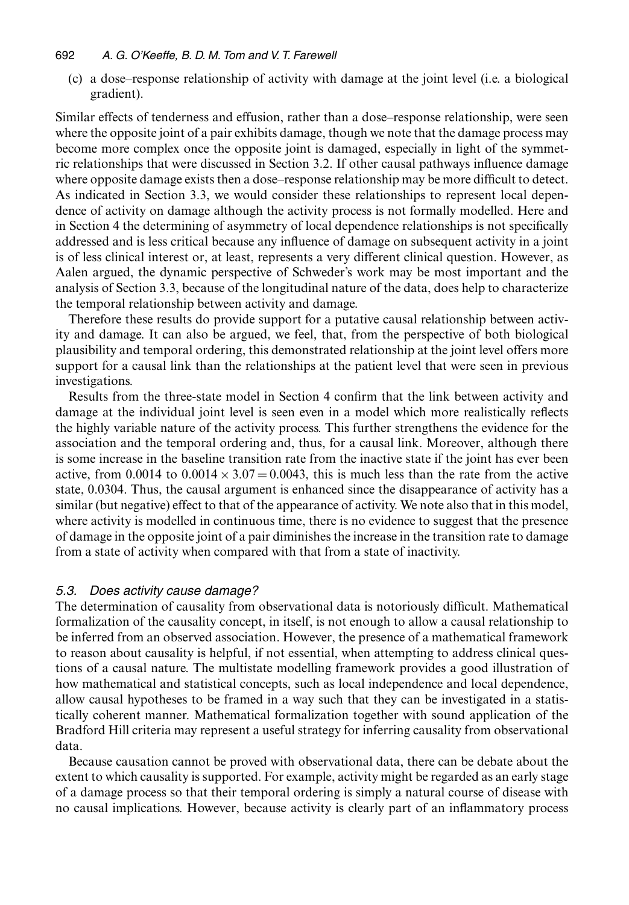(c) a dose–response relationship of activity with damage at the joint level (i.e. a biological gradient).

Similar effects of tenderness and effusion, rather than a dose–response relationship, were seen where the opposite joint of a pair exhibits damage, though we note that the damage process may become more complex once the opposite joint is damaged, especially in light of the symmetric relationships that were discussed in Section 3.2. If other causal pathways influence damage where opposite damage exists then a dose–response relationship may be more difficult to detect. As indicated in Section 3.3, we would consider these relationships to represent local dependence of activity on damage although the activity process is not formally modelled. Here and in Section 4 the determining of asymmetry of local dependence relationships is not specifically addressed and is less critical because any influence of damage on subsequent activity in a joint is of less clinical interest or, at least, represents a very different clinical question. However, as Aalen argued, the dynamic perspective of Schweder's work may be most important and the analysis of Section 3.3, because of the longitudinal nature of the data, does help to characterize the temporal relationship between activity and damage.

Therefore these results do provide support for a putative causal relationship between activity and damage. It can also be argued, we feel, that, from the perspective of both biological plausibility and temporal ordering, this demonstrated relationship at the joint level offers more support for a causal link than the relationships at the patient level that were seen in previous investigations.

Results from the three-state model in Section 4 confirm that the link between activity and damage at the individual joint level is seen even in a model which more realistically reflects the highly variable nature of the activity process. This further strengthens the evidence for the association and the temporal ordering and, thus, for a causal link. Moreover, although there is some increase in the baseline transition rate from the inactive state if the joint has ever been active, from 0.0014 to $0.0014 \times 3.07 = 0.0043$, this is much less than the rate from the active state, 0.0304. Thus, the causal argument is enhanced since the disappearance of activity has a similar (but negative) effect to that of the appearance of activity. We note also that in this model, where activity is modelled in continuous time, there is no evidence to suggest that the presence of damage in the opposite joint of a pair diminishes the increase in the transition rate to damage from a state of activity when compared with that from a state of inactivity.

### 5.3. *Does activity cause damage?*

The determination of causality from observational data is notoriously difficult. Mathematical formalization of the causality concept, in itself, is not enough to allow a causal relationship to be inferred from an observed association. However, the presence of a mathematical framework to reason about causality is helpful, if not essential, when attempting to address clinical questions of a causal nature. The multistate modelling framework provides a good illustration of how mathematical and statistical concepts, such as local independence and local dependence, allow causal hypotheses to be framed in a way such that they can be investigated in a statistically coherent manner. Mathematical formalization together with sound application of the Bradford Hill criteria may represent a useful strategy for inferring causality from observational data.

Because causation cannot be proved with observational data, there can be debate about the extent to which causality is supported. For example, activity might be regarded as an early stage of a damage process so that their temporal ordering is simply a natural course of disease with no causal implications. However, because activity is clearly part of an inflammatory process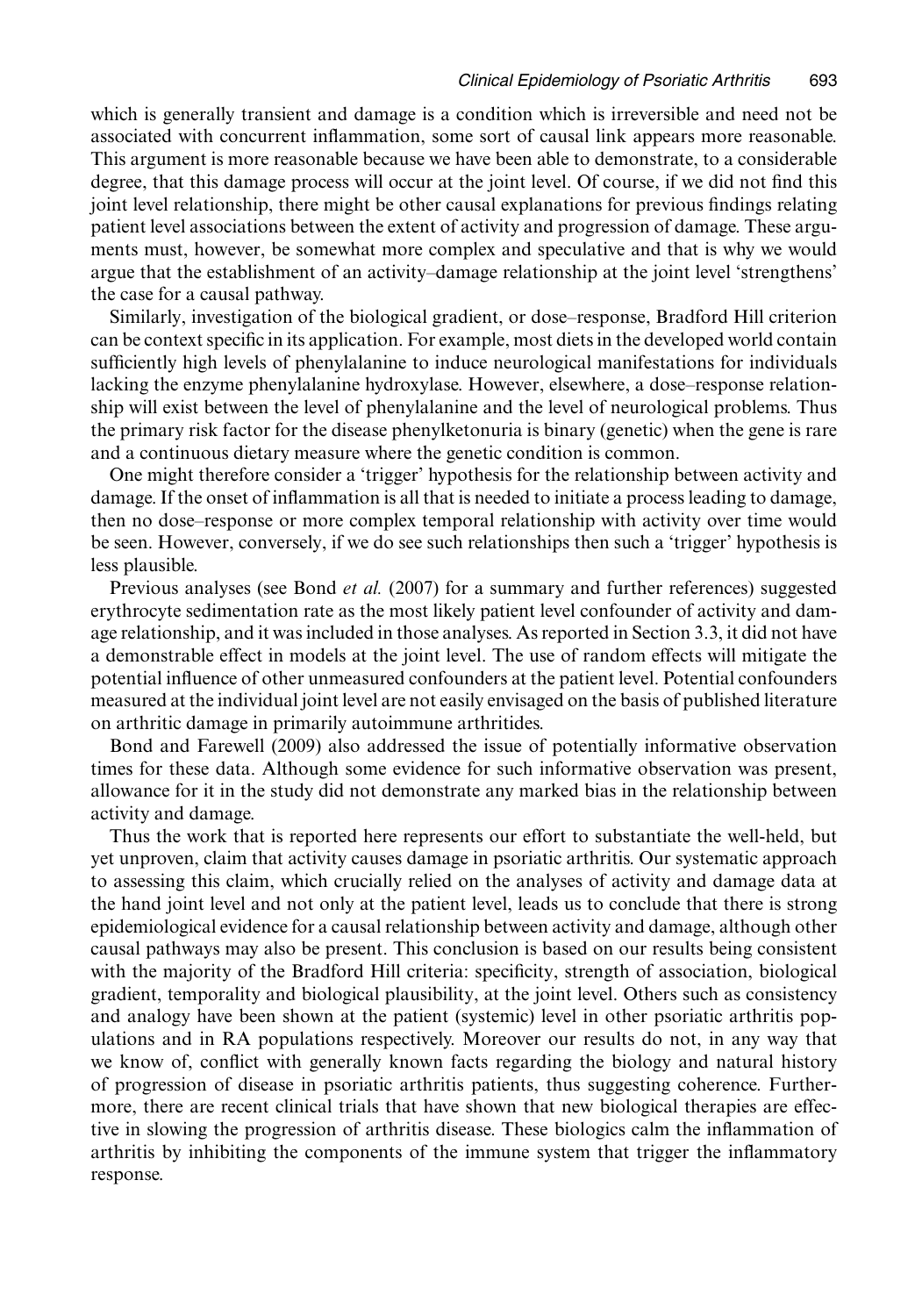which is generally transient and damage is a condition which is irreversible and need not be associated with concurrent inflammation, some sort of causal link appears more reasonable. This argument is more reasonable because we have been able to demonstrate, to a considerable degree, that this damage process will occur at the joint level. Of course, if we did not find this joint level relationship, there might be other causal explanations for previous findings relating patient level associations between the extent of activity and progression of damage. These arguments must, however, be somewhat more complex and speculative and that is why we would argue that the establishment of an activity–damage relationship at the joint level 'strengthens' the case for a causal pathway.

Similarly, investigation of the biological gradient, or dose–response, Bradford Hill criterion can be context specific in its application. For example, most diets in the developed world contain sufficiently high levels of phenylalanine to induce neurological manifestations for individuals lacking the enzyme phenylalanine hydroxylase. However, elsewhere, a dose–response relationship will exist between the level of phenylalanine and the level of neurological problems. Thus the primary risk factor for the disease phenylketonuria is binary (genetic) when the gene is rare and a continuous dietary measure where the genetic condition is common.

One might therefore consider a 'trigger' hypothesis for the relationship between activity and damage. If the onset of inflammation is all that is needed to initiate a process leading to damage, then no dose–response or more complex temporal relationship with activity over time would be seen. However, conversely, if we do see such relationships then such a 'trigger' hypothesis is less plausible.

Previous analyses (see Bond *et al.* (2007) for a summary and further references) suggested erythrocyte sedimentation rate as the most likely patient level confounder of activity and damage relationship, and it was included in those analyses. As reported in Section 3.3, it did not have a demonstrable effect in models at the joint level. The use of random effects will mitigate the potential influence of other unmeasured confounders at the patient level. Potential confounders measured at the individual joint level are not easily envisaged on the basis of published literature on arthritic damage in primarily autoimmune arthritides.

Bond and Farewell (2009) also addressed the issue of potentially informative observation times for these data. Although some evidence for such informative observation was present, allowance for it in the study did not demonstrate any marked bias in the relationship between activity and damage.

Thus the work that is reported here represents our effort to substantiate the well-held, but yet unproven, claim that activity causes damage in psoriatic arthritis. Our systematic approach to assessing this claim, which crucially relied on the analyses of activity and damage data at the hand joint level and not only at the patient level, leads us to conclude that there is strong epidemiological evidence for a causal relationship between activity and damage, although other causal pathways may also be present. This conclusion is based on our results being consistent with the majority of the Bradford Hill criteria: specificity, strength of association, biological gradient, temporality and biological plausibility, at the joint level. Others such as consistency and analogy have been shown at the patient (systemic) level in other psoriatic arthritis populations and in RA populations respectively. Moreover our results do not, in any way that we know of, conflict with generally known facts regarding the biology and natural history of progression of disease in psoriatic arthritis patients, thus suggesting coherence. Furthermore, there are recent clinical trials that have shown that new biological therapies are effective in slowing the progression of arthritis disease. These biologics calm the inflammation of arthritis by inhibiting the components of the immune system that trigger the inflammatory response.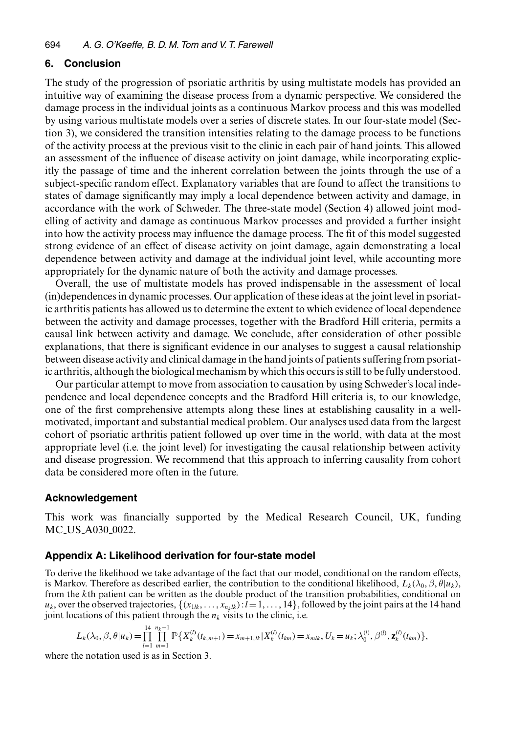## 6. Conclusion

The study of the progression of psoriatic arthritis by using multistate models has provided an intuitive way of examining the disease process from a dynamic perspective. We considered the damage process in the individual joints as a continuous Markov process and this was modelled by using various multistate models over a series of discrete states. In our four-state model (Section 3), we considered the transition intensities relating to the damage process to be functions of the activity process at the previous visit to the clinic in each pair of hand joints. This allowed an assessment of the influence of disease activity on joint damage, while incorporating explicitly the passage of time and the inherent correlation between the joints through the use of a subject-specific random effect. Explanatory variables that are found to affect the transitions to states of damage significantly may imply a local dependence between activity and damage, in accordance with the work of Schweder. The three-state model (Section 4) allowed joint modelling of activity and damage as continuous Markov processes and provided a further insight into how the activity process may influence the damage process. The fit of this model suggested strong evidence of an effect of disease activity on joint damage, again demonstrating a local dependence between activity and damage at the individual joint level, while accounting more appropriately for the dynamic nature of both the activity and damage processes.

Overall, the use of multistate models has proved indispensable in the assessment of local (in)dependences in dynamic processes. Our application of these ideas at the joint level in psoriatic arthritis patients has allowed us to determine the extent to which evidence of local dependence between the activity and damage processes, together with the Bradford Hill criteria, permits a causal link between activity and damage. We conclude, after consideration of other possible explanations, that there is significant evidence in our analyses to suggest a causal relationship between disease activity and clinical damage in the hand joints of patients suffering from psoriatic arthritis, although the biological mechanism by which this occurs is still to be fully understood.

Our particular attempt to move from association to causation by using Schweder's local independence and local dependence concepts and the Bradford Hill criteria is, to our knowledge, one of the first comprehensive attempts along these lines at establishing causality in a well-motivated, important and substantial medical problem. Our analyses used data from the largest cohort of psoriatic arthritis patient followed up over time in the world, with data at the most appropriate level (i.e. the joint level) for investigating the causal relationship between activity and disease progression. We recommend that this approach to inferring causality from cohort data be considered more often in the future.

## Acknowledgement

This work was financially supported by the Medical Research Council, UK, funding MC_US_A030_0022.

## Appendix A: Likelihood derivation for four-state model

To derive the likelihood we take advantage of the fact that our model, conditional on the random effects, is Markov. Therefore as described earlier, the contribution to the conditional likelihood, $L_k(\lambda_0, \beta, \theta | u_k)$, from the $k$th patient can be written as the double product of the transition probabilities, conditional on $u_k$, over the observed trajectories, $\{(x_{1lk}, \ldots, x_{n_k lk}) : l = 1, \ldots, 14\}$, followed by the joint pairs at the 14 hand joint locations of this patient through the $n_k$ visits to the clinic, i.e.

$$L_k(\lambda_0, \beta, \theta | u_k) = \prod_{l=1}^{14} \prod_{m=1}^{n_k - 1} \mathbb{P}\{X_k^{(l)}(t_{k,m+1}) = x_{m+1,lk} | X_k^{(l)}(t_{km}) = x_{mlk}, U_k = u_k; \lambda_0^{(l)}, \beta^{(l)}, \mathbf{z}_k^{(l)}(t_{km})\},$$

where the notation used is as in Section 3.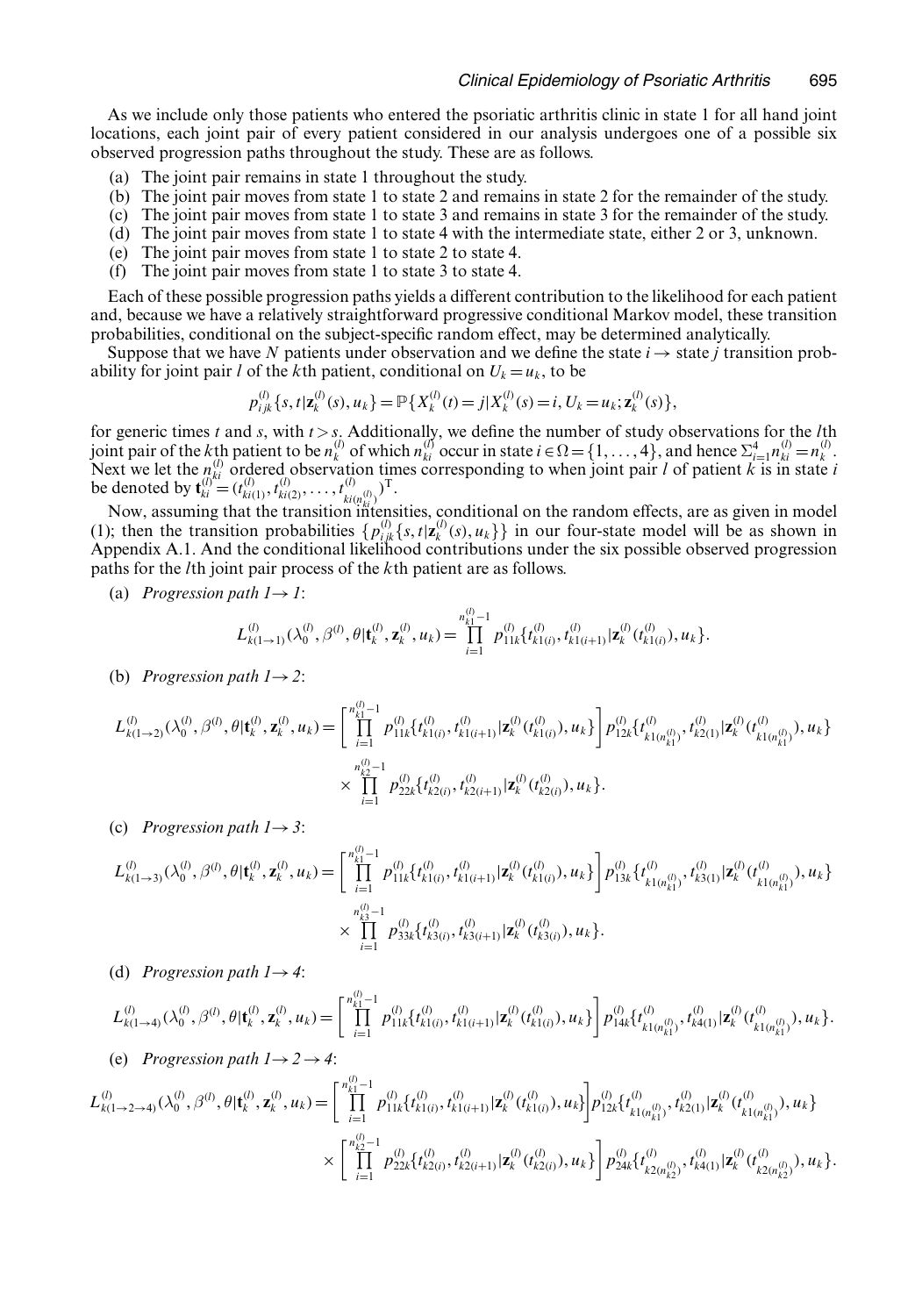As we include only those patients who entered the psoriatic arthritis clinic in state 1 for all hand joint locations, each joint pair of every patient considered in our analysis undergoes one of a possible six observed progression paths throughout the study. These are as follows.

(a) The joint pair remains in state 1 throughout the study.
(b) The joint pair moves from state 1 to state 2 and remains in state 2 for the remainder of the study.
(c) The joint pair moves from state 1 to state 3 and remains in state 3 for the remainder of the study.
(d) The joint pair moves from state 1 to state 4 with the intermediate state, either 2 or 3, unknown.
(e) The joint pair moves from state 1 to state 2 to state 4.
(f) The joint pair moves from state 1 to state 3 to state 4.

Each of these possible progression paths yields a different contribution to the likelihood for each patient and, because we have a relatively straightforward progressive conditional Markov model, these transition probabilities, conditional on the subject-specific random effect, may be determined analytically.

Suppose that we have $N$ patients under observation and we define the state $i \rightarrow$ state $j$ transition probability for joint pair $l$ of the $k$th patient, conditional on $U_k = u_k$, to be

$$p^{(l)}_{ijk}\{s, t|\mathbf{z}^{(l)}_k(s), u_k\} = \mathbb{P}\{X^{(l)}_k(t) = j|X^{(l)}_k(s) = i, U_k = u_k; \mathbf{z}^{(l)}_k(s)\},$$

for generic times $t$ and $s$, with $t > s$. Additionally, we define the number of study observations for the $l$th joint pair of the $k$th patient to be $n^{(l)}_k$ of which $n^{(l)}_{ki}$ occur in state $i \in \Omega = \{1, \ldots, 4\}$, and hence $\Sigma^4_{i=1} n^{(l)}_{ki} = n^{(l)}_k$. Next we let the $n^{(l)}_{ki}$ ordered observation times corresponding to when joint pair $l$ of patient $k$ is in state $i$ be denoted by $\mathbf{t}^{(l)}_{ki} = (t^{(l)}_{ki(1)}, t^{(l)}_{ki(2)}, \ldots, t^{(l)}_{ki(n^{(l)}_{ki})})^{\mathrm{T}}$.

Now, assuming that the transition intensities, conditional on the random effects, are as given in model (1); then the transition probabilities $\{p^{(l)}_{ijk}\{s, t|\mathbf{z}^{(l)}_k(s), u_k\}\}$ in our four-state model will be as shown in Appendix A.1. And the conditional likelihood contributions under the six possible observed progression paths for the $l$th joint pair process of the $k$th patient are as follows.

(a) *Progression path 1→1*:

$$L^{(l)}_{k(1\rightarrow 1)}(\lambda^{(l)}_0, \beta^{(l)}, \theta|\mathbf{t}^{(l)}_k, \mathbf{z}^{(l)}_k, u_k) = \prod_{i=1}^{n^{(l)}_{k1}-1} p^{(l)}_{11k}\{t^{(l)}_{k1(i)}, t^{(l)}_{k1(i+1)}|\mathbf{z}^{(l)}_k(t^{(l)}_{k1(i)}), u_k\}.$$

(b) *Progression path 1→2*:

$$L^{(l)}_{k(1\rightarrow 2)}(\lambda^{(l)}_0, \beta^{(l)}, \theta|\mathbf{t}^{(l)}_k, \mathbf{z}^{(l)}_k, u_k) = \left[\prod_{i=1}^{n^{(l)}_{k1}-1} p^{(l)}_{11k}\{t^{(l)}_{k1(i)}, t^{(l)}_{k1(i+1)}|\mathbf{z}^{(l)}_k(t^{(l)}_{k1(i)}), u_k\}\right] p^{(l)}_{12k}\{t^{(l)}_{k1(n^{(l)}_{k1})}, t^{(l)}_{k2(1)}|\mathbf{z}^{(l)}_k(t^{(l)}_{k1(n^{(l)}_{k1})}), u_k\}$$
$$\times \prod_{i=1}^{n^{(l)}_{k2}-1} p^{(l)}_{22k}\{t^{(l)}_{k2(i)}, t^{(l)}_{k2(i+1)}|\mathbf{z}^{(l)}_k(t^{(l)}_{k2(i)}), u_k\}.$$

(c) *Progression path 1→3*:

$$L^{(l)}_{k(1\rightarrow 3)}(\lambda^{(l)}_0, \beta^{(l)}, \theta|\mathbf{t}^{(l)}_k, \mathbf{z}^{(l)}_k, u_k) = \left[\prod_{i=1}^{n^{(l)}_{k1}-1} p^{(l)}_{11k}\{t^{(l)}_{k1(i)}, t^{(l)}_{k1(i+1)}|\mathbf{z}^{(l)}_k(t^{(l)}_{k1(i)}), u_k\}\right] p^{(l)}_{13k}\{t^{(l)}_{k1(n^{(l)}_{k1})}, t^{(l)}_{k3(1)}|\mathbf{z}^{(l)}_k(t^{(l)}_{k1(n^{(l)}_{k1})}), u_k\}$$
$$\times \prod_{i=1}^{n^{(l)}_{k3}-1} p^{(l)}_{33k}\{t^{(l)}_{k3(i)}, t^{(l)}_{k3(i+1)}|\mathbf{z}^{(l)}_k(t^{(l)}_{k3(i)}), u_k\}.$$

(d) *Progression path 1→4*:

$$L^{(l)}_{k(1\rightarrow 4)}(\lambda^{(l)}_0, \beta^{(l)}, \theta|\mathbf{t}^{(l)}_k, \mathbf{z}^{(l)}_k, u_k) = \left[\prod_{i=1}^{n^{(l)}_{k1}-1} p^{(l)}_{11k}\{t^{(l)}_{k1(i)}, t^{(l)}_{k1(i+1)}|\mathbf{z}^{(l)}_k(t^{(l)}_{k1(i)}), u_k\}\right] p^{(l)}_{14k}\{t^{(l)}_{k1(n^{(l)}_{k1})}, t^{(l)}_{k4(1)}|\mathbf{z}^{(l)}_k(t^{(l)}_{k1(n^{(l)}_{k1})}), u_k\}.$$

(e) *Progression path 1→2→4*:

$$L^{(l)}_{k(1\rightarrow 2\rightarrow 4)}(\lambda^{(l)}_0, \beta^{(l)}, \theta|\mathbf{t}^{(l)}_k, \mathbf{z}^{(l)}_k, u_k) = \left[\prod_{i=1}^{n^{(l)}_{k1}-1} p^{(l)}_{11k}\{t^{(l)}_{k1(i)}, t^{(l)}_{k1(i+1)}|\mathbf{z}^{(l)}_k(t^{(l)}_{k1(i)}), u_k\}\right] p^{(l)}_{12k}\{t^{(l)}_{k1(n^{(l)}_{k1})}, t^{(l)}_{k2(1)}|\mathbf{z}^{(l)}_k(t^{(l)}_{k1(n^{(l)}_{k1})}), u_k\}$$
$$\times \left[\prod_{i=1}^{n^{(l)}_{k2}-1} p^{(l)}_{22k}\{t^{(l)}_{k2(i)}, t^{(l)}_{k2(i+1)}|\mathbf{z}^{(l)}_k(t^{(l)}_{k2(i)}), u_k\}\right] p^{(l)}_{24k}\{t^{(l)}_{k2(n^{(l)}_{k2})}, t^{(l)}_{k4(1)}|\mathbf{z}^{(l)}_k(t^{(l)}_{k2(n^{(l)}_{k2})}), u_k\}.$$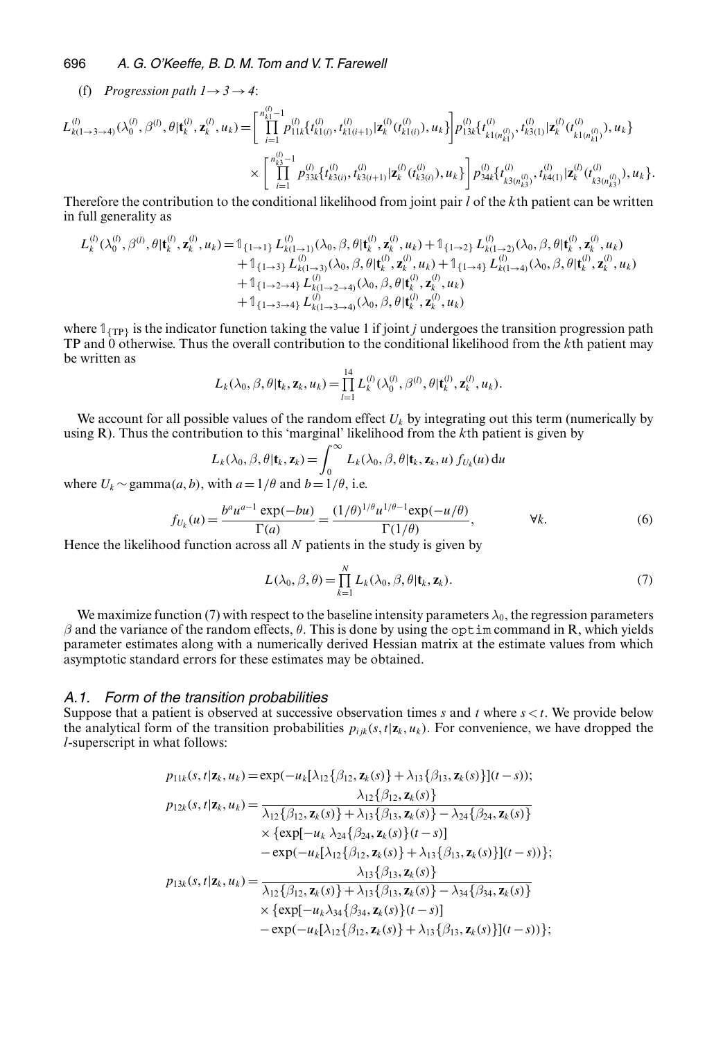(f) *Progression path $1 \to 3 \to 4$*:

$$L^{(l)}_{k(1\to 3\to 4)}(\lambda^{(l)}_0, \beta^{(l)}, \theta | \mathbf{t}^{(l)}_k, \mathbf{z}^{(l)}_k, u_k) = \left[ \prod_{i=1}^{n^{(l)}_{k1}-1} p^{(l)}_{11k}\{t^{(l)}_{k1(i)}, t^{(l)}_{k1(i+1)} | \mathbf{z}^{(l)}_k(t^{(l)}_{k1(i)}), u_k\} \right] p^{(l)}_{13k}\{t^{(l)}_{k1(n^{(l)}_{k1})}, t^{(l)}_{k3(1)} | \mathbf{z}^{(l)}_k(t^{(l)}_{k1(n^{(l)}_{k1})}), u_k\}$$
$$\times \left[ \prod_{i=1}^{n^{(l)}_{k3}-1} p^{(l)}_{33k}\{t^{(l)}_{k3(i)}, t^{(l)}_{k3(i+1)} | \mathbf{z}^{(l)}_k(t^{(l)}_{k3(i)}), u_k\} \right] p^{(l)}_{34k}\{t^{(l)}_{k3(n^{(l)}_{k3})}, t^{(l)}_{k4(1)} | \mathbf{z}^{(l)}_k(t^{(l)}_{k3(n^{(l)}_{k3})}), u_k\}.$$

Therefore the contribution to the conditional likelihood from joint pair $l$ of the $k$th patient can be written in full generality as

$$\begin{aligned}
L^{(l)}_k(\lambda^{(l)}_0, \beta^{(l)}, \theta | \mathbf{t}^{(l)}_k, \mathbf{z}^{(l)}_k, u_k) = {} & \mathbb{1}_{\{1\to 1\}} L^{(l)}_{k(1\to 1)}(\lambda_0, \beta, \theta | \mathbf{t}^{(l)}_k, \mathbf{z}^{(l)}_k, u_k) + \mathbb{1}_{\{1\to 2\}} L^{(l)}_{k(1\to 2)}(\lambda_0, \beta, \theta | \mathbf{t}^{(l)}_k, \mathbf{z}^{(l)}_k, u_k) \\
& + \mathbb{1}_{\{1\to 3\}} L^{(l)}_{k(1\to 3)}(\lambda_0, \beta, \theta | \mathbf{t}^{(l)}_k, \mathbf{z}^{(l)}_k, u_k) + \mathbb{1}_{\{1\to 4\}} L^{(l)}_{k(1\to 4)}(\lambda_0, \beta, \theta | \mathbf{t}^{(l)}_k, \mathbf{z}^{(l)}_k, u_k) \\
& + \mathbb{1}_{\{1\to 2\to 4\}} L^{(l)}_{k(1\to 2\to 4)}(\lambda_0, \beta, \theta | \mathbf{t}^{(l)}_k, \mathbf{z}^{(l)}_k, u_k) \\
& + \mathbb{1}_{\{1\to 3\to 4\}} L^{(l)}_{k(1\to 3\to 4)}(\lambda_0, \beta, \theta | \mathbf{t}^{(l)}_k, \mathbf{z}^{(l)}_k, u_k)
\end{aligned}$$

where $\mathbb{1}_{\{\mathrm{TP}\}}$ is the indicator function taking the value 1 if joint $j$ undergoes the transition progression path TP and 0 otherwise. Thus the overall contribution to the conditional likelihood from the $k$th patient may be written as

$$L_k(\lambda_0, \beta, \theta | \mathbf{t}_k, \mathbf{z}_k, u_k) = \prod_{l=1}^{14} L^{(l)}_k(\lambda^{(l)}_0, \beta^{(l)}, \theta | \mathbf{t}^{(l)}_k, \mathbf{z}^{(l)}_k, u_k).$$

We account for all possible values of the random effect $U_k$ by integrating out this term (numerically by using R). Thus the contribution to this 'marginal' likelihood from the $k$th patient is given by

$$L_k(\lambda_0, \beta, \theta | \mathbf{t}_k, \mathbf{z}_k) = \int_0^\infty L_k(\lambda_0, \beta, \theta | \mathbf{t}_k, \mathbf{z}_k, u)\, f_{U_k}(u)\, \mathrm{d}u$$

where $U_k \sim \mathrm{gamma}(a, b)$, with $a = 1/\theta$ and $b = 1/\theta$, i.e.

$$f_{U_k}(u) = \frac{b^a u^{a-1} \exp(-bu)}{\Gamma(a)} = \frac{(1/\theta)^{1/\theta} u^{1/\theta - 1} \exp(-u/\theta)}{\Gamma(1/\theta)}, \qquad \forall k. \tag{6}$$

Hence the likelihood function across all $N$ patients in the study is given by

$$L(\lambda_0, \beta, \theta) = \prod_{k=1}^{N} L_k(\lambda_0, \beta, \theta | \mathbf{t}_k, \mathbf{z}_k). \tag{7}$$

We maximize function (7) with respect to the baseline intensity parameters $\lambda_0$, the regression parameters $\beta$ and the variance of the random effects, $\theta$. This is done by using the `optim` command in R, which yields parameter estimates along with a numerically derived Hessian matrix at the estimate values from which asymptotic standard errors for these estimates may be obtained.

### A.1. Form of the transition probabilities

Suppose that a patient is observed at successive observation times $s$ and $t$ where $s < t$. We provide below the analytical form of the transition probabilities $p_{ijk}(s, t | \mathbf{z}_k, u_k)$. For convenience, we have dropped the $l$-superscript in what follows:

$$\begin{aligned}
p_{11k}(s, t | \mathbf{z}_k, u_k) = {} & \exp(-u_k[\lambda_{12}\{\beta_{12}, \mathbf{z}_k(s)\} + \lambda_{13}\{\beta_{13}, \mathbf{z}_k(s)\}](t-s)); \\
p_{12k}(s, t | \mathbf{z}_k, u_k) = {} & \frac{\lambda_{12}\{\beta_{12}, \mathbf{z}_k(s)\}}{\lambda_{12}\{\beta_{12}, \mathbf{z}_k(s)\} + \lambda_{13}\{\beta_{13}, \mathbf{z}_k(s)\} - \lambda_{24}\{\beta_{24}, \mathbf{z}_k(s)\}} \\
& \times \{\exp[-u_k\, \lambda_{24}\{\beta_{24}, \mathbf{z}_k(s)\}(t-s)] \\
& - \exp(-u_k[\lambda_{12}\{\beta_{12}, \mathbf{z}_k(s)\} + \lambda_{13}\{\beta_{13}, \mathbf{z}_k(s)\}](t-s))\}; \\
p_{13k}(s, t | \mathbf{z}_k, u_k) = {} & \frac{\lambda_{13}\{\beta_{13}, \mathbf{z}_k(s)\}}{\lambda_{12}\{\beta_{12}, \mathbf{z}_k(s)\} + \lambda_{13}\{\beta_{13}, \mathbf{z}_k(s)\} - \lambda_{34}\{\beta_{34}, \mathbf{z}_k(s)\}} \\
& \times \{\exp[-u_k \lambda_{34}\{\beta_{34}, \mathbf{z}_k(s)\}(t-s)] \\
& - \exp(-u_k[\lambda_{12}\{\beta_{12}, \mathbf{z}_k(s)\} + \lambda_{13}\{\beta_{13}, \mathbf{z}_k(s)\}](t-s))\};
\end{aligned}$$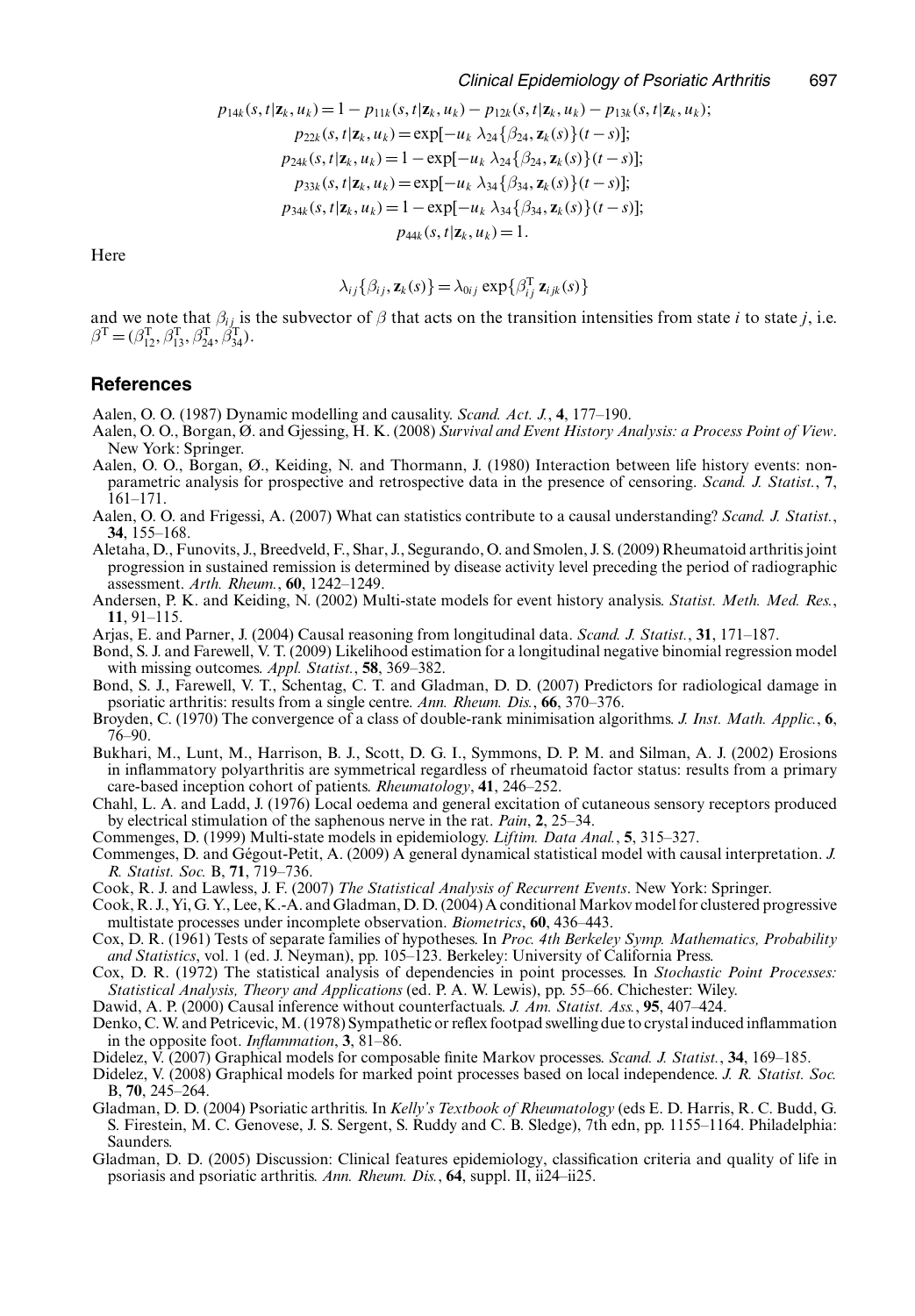$$p_{14k}(s,t|\mathbf{z}_k,u_k)=1-p_{11k}(s,t|\mathbf{z}_k,u_k)-p_{12k}(s,t|\mathbf{z}_k,u_k)-p_{13k}(s,t|\mathbf{z}_k,u_k);$$
$$p_{22k}(s,t|\mathbf{z}_k,u_k)=\exp[-u_k\,\lambda_{24}\{\beta_{24},\mathbf{z}_k(s)\}(t-s)];$$
$$p_{24k}(s,t|\mathbf{z}_k,u_k)=1-\exp[-u_k\,\lambda_{24}\{\beta_{24},\mathbf{z}_k(s)\}(t-s)];$$
$$p_{33k}(s,t|\mathbf{z}_k,u_k)=\exp[-u_k\,\lambda_{34}\{\beta_{34},\mathbf{z}_k(s)\}(t-s)];$$
$$p_{34k}(s,t|\mathbf{z}_k,u_k)=1-\exp[-u_k\,\lambda_{34}\{\beta_{34},\mathbf{z}_k(s)\}(t-s)];$$
$$p_{44k}(s,t|\mathbf{z}_k,u_k)=1.$$

Here

$$\lambda_{ij}\{\beta_{ij},\mathbf{z}_k(s)\}=\lambda_{0ij}\exp\{\beta_{ij}^{\mathrm{T}}\,\mathbf{z}_{ijk}(s)\}$$

and we note that $\beta_{ij}$ is the subvector of $\beta$ that acts on the transition intensities from state $i$ to state $j$, i.e. $\beta^{\mathrm{T}}=(\beta_{12}^{\mathrm{T}},\beta_{13}^{\mathrm{T}},\beta_{24}^{\mathrm{T}},\beta_{34}^{\mathrm{T}})$.

## References

Aalen, O. O. (1987) Dynamic modelling and causality. *Scand. Act. J.*, **4**, 177–190.

Aalen, O. O., Borgan, Ø. and Gjessing, H. K. (2008) *Survival and Event History Analysis: a Process Point of View*. New York: Springer.

Aalen, O. O., Borgan, Ø., Keiding, N. and Thormann, J. (1980) Interaction between life history events: nonparametric analysis for prospective and retrospective data in the presence of censoring. *Scand. J. Statist.*, **7**, 161–171.

Aalen, O. O. and Frigessi, A. (2007) What can statistics contribute to a causal understanding? *Scand. J. Statist.*, **34**, 155–168.

Aletaha, D., Funovits, J., Breedveld, F., Shar, J., Segurando, O. and Smolen, J. S. (2009) Rheumatoid arthritis joint progression in sustained remission is determined by disease activity level preceding the period of radiographic assessment. *Arth. Rheum.*, **60**, 1242–1249.

Andersen, P. K. and Keiding, N. (2002) Multi-state models for event history analysis. *Statist. Meth. Med. Res.*, **11**, 91–115.

Arjas, E. and Parner, J. (2004) Causal reasoning from longitudinal data. *Scand. J. Statist.*, **31**, 171–187.

Bond, S. J. and Farewell, V. T. (2009) Likelihood estimation for a longitudinal negative binomial regression model with missing outcomes. *Appl. Statist.*, **58**, 369–382.

Bond, S. J., Farewell, V. T., Schentag, C. T. and Gladman, D. D. (2007) Predictors for radiological damage in psoriatic arthritis: results from a single centre. *Ann. Rheum. Dis.*, **66**, 370–376.

Broyden, C. (1970) The convergence of a class of double-rank minimisation algorithms. *J. Inst. Math. Applic.*, **6**, 76–90.

Bukhari, M., Lunt, M., Harrison, B. J., Scott, D. G. I., Symmons, D. P. M. and Silman, A. J. (2002) Erosions in inflammatory polyarthritis are symmetrical regardless of rheumatoid factor status: results from a primary care-based inception cohort of patients. *Rheumatology*, **41**, 246–252.

Chahl, L. A. and Ladd, J. (1976) Local oedema and general excitation of cutaneous sensory receptors produced by electrical stimulation of the saphenous nerve in the rat. *Pain*, **2**, 25–34.

Commenges, D. (1999) Multi-state models in epidemiology. *Liftim. Data Anal.*, **5**, 315–327.

Commenges, D. and Gégout-Petit, A. (2009) A general dynamical statistical model with causal interpretation. *J. R. Statist. Soc.* B, **71**, 719–736.

Cook, R. J. and Lawless, J. F. (2007) *The Statistical Analysis of Recurrent Events*. New York: Springer.

Cook, R. J., Yi, G. Y., Lee, K.-A. and Gladman, D. D. (2004) A conditional Markov model for clustered progressive multistate processes under incomplete observation. *Biometrics*, **60**, 436–443.

Cox, D. R. (1961) Tests of separate families of hypotheses. In *Proc. 4th Berkeley Symp. Mathematics, Probability and Statistics*, vol. 1 (ed. J. Neyman), pp. 105–123. Berkeley: University of California Press.

Cox, D. R. (1972) The statistical analysis of dependencies in point processes. In *Stochastic Point Processes: Statistical Analysis, Theory and Applications* (ed. P. A. W. Lewis), pp. 55–66. Chichester: Wiley.

Dawid, A. P. (2000) Causal inference without counterfactuals. *J. Am. Statist. Ass.*, **95**, 407–424.

Denko, C. W. and Petricevic, M. (1978) Sympathetic or reflex footpad swelling due to crystal induced inflammation in the opposite foot. *Inflammation*, **3**, 81–86.

Didelez, V. (2007) Graphical models for composable finite Markov processes. *Scand. J. Statist.*, **34**, 169–185.

Didelez, V. (2008) Graphical models for marked point processes based on local independence. *J. R. Statist. Soc.* B, **70**, 245–264.

Gladman, D. D. (2004) Psoriatic arthritis. In *Kelly's Textbook of Rheumatology* (eds E. D. Harris, R. C. Budd, G. S. Firestein, M. C. Genovese, J. S. Sergent, S. Ruddy and C. B. Sledge), 7th edn, pp. 1155–1164. Philadelphia: Saunders.

Gladman, D. D. (2005) Discussion: Clinical features epidemiology, classification criteria and quality of life in psoriasis and psoriatic arthritis. *Ann. Rheum. Dis.*, **64**, suppl. II, ii24–ii25.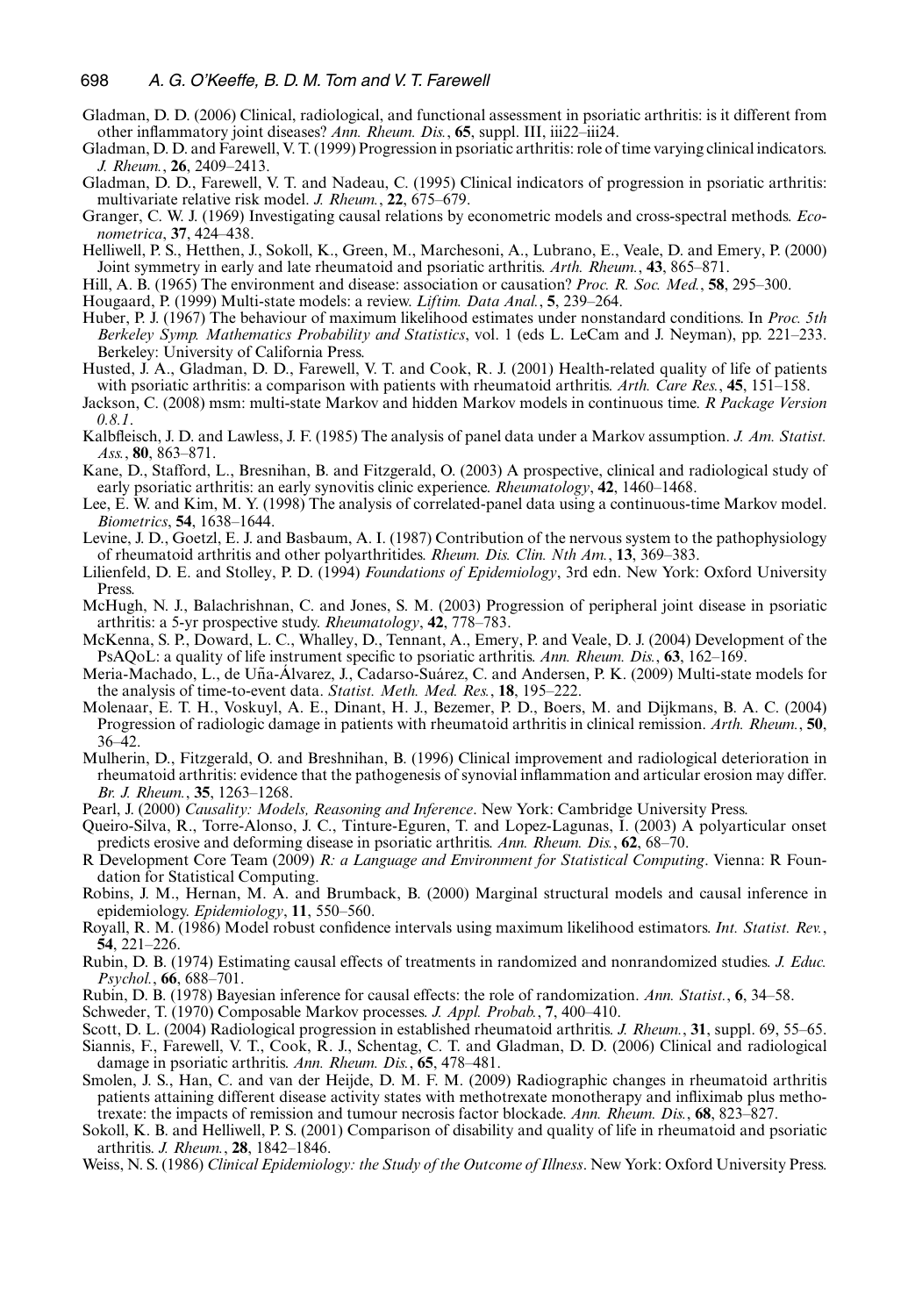Gladman, D. D. (2006) Clinical, radiological, and functional assessment in psoriatic arthritis: is it different from other inflammatory joint diseases? *Ann. Rheum. Dis.*, **65**, suppl. III, iii22–iii24.

Gladman, D. D. and Farewell, V. T. (1999) Progression in psoriatic arthritis: role of time varying clinical indicators. *J. Rheum.*, **26**, 2409–2413.

Gladman, D. D., Farewell, V. T. and Nadeau, C. (1995) Clinical indicators of progression in psoriatic arthritis: multivariate relative risk model. *J. Rheum.*, **22**, 675–679.

Granger, C. W. J. (1969) Investigating causal relations by econometric models and cross-spectral methods. *Econometrica*, **37**, 424–438.

Helliwell, P. S., Hetthen, J., Sokoll, K., Green, M., Marchesoni, A., Lubrano, E., Veale, D. and Emery, P. (2000) Joint symmetry in early and late rheumatoid and psoriatic arthritis. *Arth. Rheum.*, **43**, 865–871.

Hill, A. B. (1965) The environment and disease: association or causation? *Proc. R. Soc. Med.*, **58**, 295–300.

Hougaard, P. (1999) Multi-state models: a review. *Liftim. Data Anal.*, **5**, 239–264.

Huber, P. J. (1967) The behaviour of maximum likelihood estimates under nonstandard conditions. In *Proc. 5th Berkeley Symp. Mathematics Probability and Statistics*, vol. 1 (eds L. LeCam and J. Neyman), pp. 221–233. Berkeley: University of California Press.

Husted, J. A., Gladman, D. D., Farewell, V. T. and Cook, R. J. (2001) Health-related quality of life of patients with psoriatic arthritis: a comparison with patients with rheumatoid arthritis. *Arth. Care Res.*, **45**, 151–158.

Jackson, C. (2008) msm: multi-state Markov and hidden Markov models in continuous time. *R Package Version 0.8.1*.

Kalbfleisch, J. D. and Lawless, J. F. (1985) The analysis of panel data under a Markov assumption. *J. Am. Statist. Ass.*, **80**, 863–871.

Kane, D., Stafford, L., Bresnihan, B. and Fitzgerald, O. (2003) A prospective, clinical and radiological study of early psoriatic arthritis: an early synovitis clinic experience. *Rheumatology*, **42**, 1460–1468.

Lee, E. W. and Kim, M. Y. (1998) The analysis of correlated-panel data using a continuous-time Markov model. *Biometrics*, **54**, 1638–1644.

Levine, J. D., Goetzl, E. J. and Basbaum, A. I. (1987) Contribution of the nervous system to the pathophysiology of rheumatoid arthritis and other polyarthritides. *Rheum. Dis. Clin. Nth Am.*, **13**, 369–383.

Lilienfeld, D. E. and Stolley, P. D. (1994) *Foundations of Epidemiology*, 3rd edn. New York: Oxford University Press.

McHugh, N. J., Balachrishnan, C. and Jones, S. M. (2003) Progression of peripheral joint disease in psoriatic arthritis: a 5-yr prospective study. *Rheumatology*, **42**, 778–783.

McKenna, S. P., Doward, L. C., Whalley, D., Tennant, A., Emery, P. and Veale, D. J. (2004) Development of the PsAQoL: a quality of life instrument specific to psoriatic arthritis. *Ann. Rheum. Dis.*, **63**, 162–169.

Meria-Machado, L., de Uña-Álvarez, J., Cadarso-Suárez, C. and Andersen, P. K. (2009) Multi-state models for the analysis of time-to-event data. *Statist. Meth. Med. Res.*, **18**, 195–222.

Molenaar, E. T. H., Voskuyl, A. E., Dinant, H. J., Bezemer, P. D., Boers, M. and Dijkmans, B. A. C. (2004) Progression of radiologic damage in patients with rheumatoid arthritis in clinical remission. *Arth. Rheum.*, **50**, 36–42.

Mulherin, D., Fitzgerald, O. and Breshnihan, B. (1996) Clinical improvement and radiological deterioration in rheumatoid arthritis: evidence that the pathogenesis of synovial inflammation and articular erosion may differ. *Br. J. Rheum.*, **35**, 1263–1268.

Pearl, J. (2000) *Causality: Models, Reasoning and Inference*. New York: Cambridge University Press.

Queiro-Silva, R., Torre-Alonso, J. C., Tinture-Eguren, T. and Lopez-Lagunas, I. (2003) A polyarticular onset predicts erosive and deforming disease in psoriatic arthritis. *Ann. Rheum. Dis.*, **62**, 68–70.

R Development Core Team (2009) *R: a Language and Environment for Statistical Computing*. Vienna: R Foundation for Statistical Computing.

Robins, J. M., Hernan, M. A. and Brumback, B. (2000) Marginal structural models and causal inference in epidemiology. *Epidemiology*, **11**, 550–560.

Royall, R. M. (1986) Model robust confidence intervals using maximum likelihood estimators. *Int. Statist. Rev.*, **54**, 221–226.

Rubin, D. B. (1974) Estimating causal effects of treatments in randomized and nonrandomized studies. *J. Educ. Psychol.*, **66**, 688–701.

Rubin, D. B. (1978) Bayesian inference for causal effects: the role of randomization. *Ann. Statist.*, **6**, 34–58.

Schweder, T. (1970) Composable Markov processes. *J. Appl. Probab.*, **7**, 400–410.

Scott, D. L. (2004) Radiological progression in established rheumatoid arthritis. *J. Rheum.*, **31**, suppl. 69, 55–65.

Siannis, F., Farewell, V. T., Cook, R. J., Schentag, C. T. and Gladman, D. D. (2006) Clinical and radiological damage in psoriatic arthritis. *Ann. Rheum. Dis.*, **65**, 478–481.

Smolen, J. S., Han, C. and van der Heijde, D. M. F. M. (2009) Radiographic changes in rheumatoid arthritis patients attaining different disease activity states with methotrexate monotherapy and infliximab plus methotrexate: the impacts of remission and tumour necrosis factor blockade. *Ann. Rheum. Dis.*, **68**, 823–827.

Sokoll, K. B. and Helliwell, P. S. (2001) Comparison of disability and quality of life in rheumatoid and psoriatic arthritis. *J. Rheum.*, **28**, 1842–1846.

Weiss, N. S. (1986) *Clinical Epidemiology: the Study of the Outcome of Illness*. New York: Oxford University Press.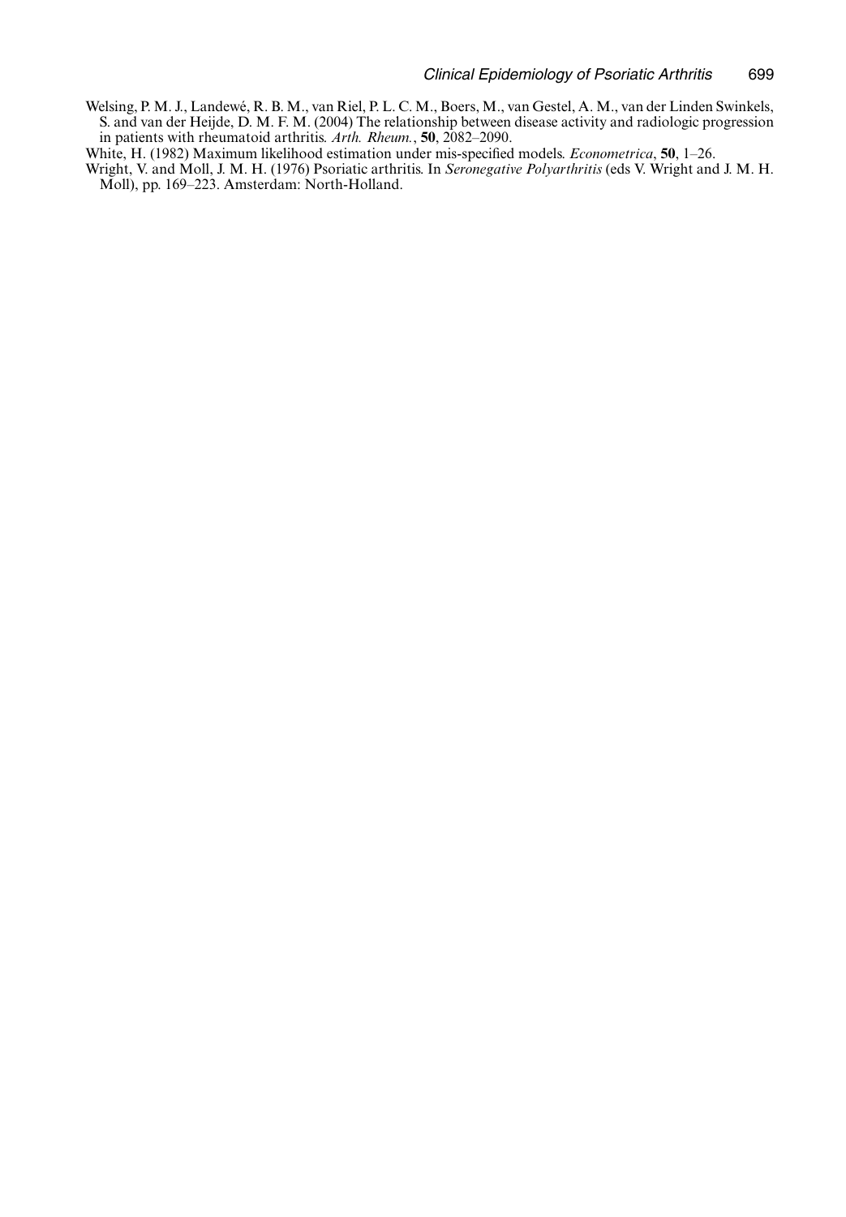Welsing, P. M. J., Landewé, R. B. M., van Riel, P. L. C. M., Boers, M., van Gestel, A. M., van der Linden Swinkels, S. and van der Heijde, D. M. F. M. (2004) The relationship between disease activity and radiologic progression in patients with rheumatoid arthritis. *Arth. Rheum.*, **50**, 2082–2090.

White, H. (1982) Maximum likelihood estimation under mis-specified models. *Econometrica*, **50**, 1–26.

Wright, V. and Moll, J. M. H. (1976) Psoriatic arthritis. In *Seronegative Polyarthritis* (eds V. Wright and J. M. H. Moll), pp. 169–223. Amsterdam: North-Holland.